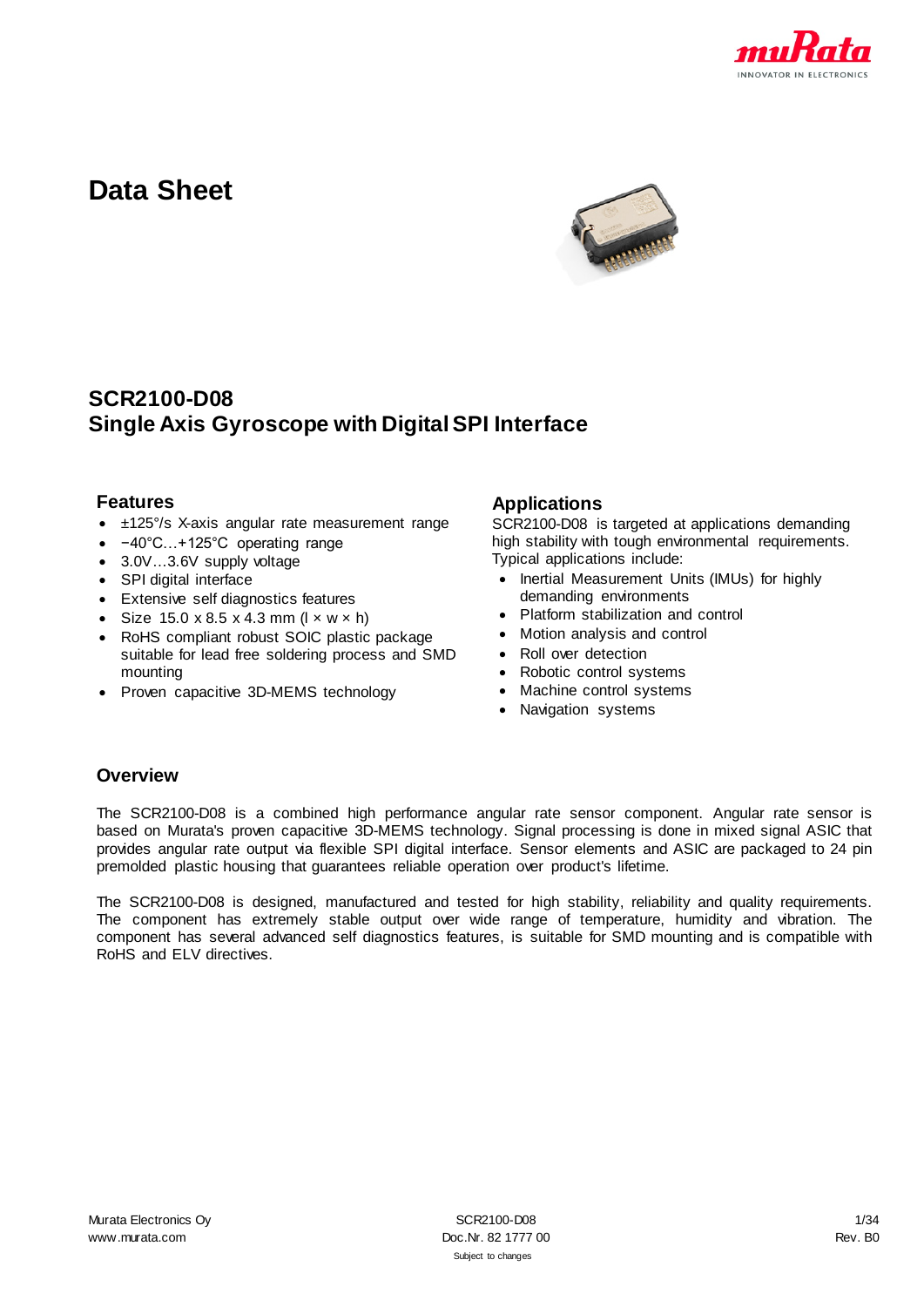# Data Sheet

## SCR2100-D08
## Single Axis Gyroscope with Digital SPI Interface

### Features

- ±125°/s X-axis angular rate measurement range
- −40°C…+125°C operating range
- 3.0V…3.6V supply voltage
- SPI digital interface
- Extensive self diagnostics features
- Size 15.0 x 8.5 x 4.3 mm (l × w × h)
- RoHS compliant robust SOIC plastic package suitable for lead free soldering process and SMD mounting
- Proven capacitive 3D-MEMS technology

### Applications

SCR2100-D08 is targeted at applications demanding high stability with tough environmental requirements. Typical applications include:

- Inertial Measurement Units (IMUs) for highly demanding environments
- Platform stabilization and control
- Motion analysis and control
- Roll over detection
- Robotic control systems
- Machine control systems
- Navigation systems

### Overview

The SCR2100-D08 is a combined high performance angular rate sensor component. Angular rate sensor is based on Murata's proven capacitive 3D-MEMS technology. Signal processing is done in mixed signal ASIC that provides angular rate output via flexible SPI digital interface. Sensor elements and ASIC are packaged to 24 pin premolded plastic housing that guarantees reliable operation over product's lifetime.

The SCR2100-D08 is designed, manufactured and tested for high stability, reliability and quality requirements. The component has extremely stable output over wide range of temperature, humidity and vibration. The component has several advanced self diagnostics features, is suitable for SMD mounting and is compatible with RoHS and ELV directives.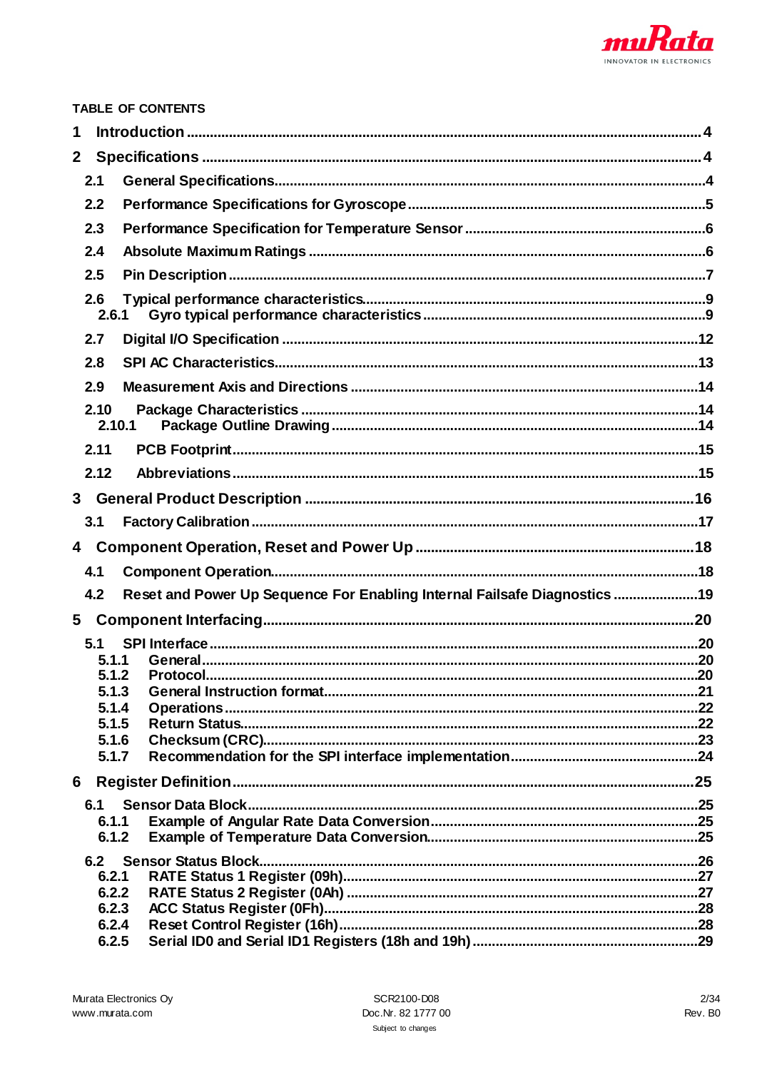**TABLE OF CONTENTS**

- 1 Introduction ..... 4
- 2 Specifications ..... 4
  - 2.1 General Specifications ..... 4
  - 2.2 Performance Specifications for Gyroscope ..... 5
  - 2.3 Performance Specification for Temperature Sensor ..... 6
  - 2.4 Absolute Maximum Ratings ..... 6
  - 2.5 Pin Description ..... 7
  - 2.6 Typical performance characteristics ..... 9
    - 2.6.1 Gyro typical performance characteristics ..... 9
  - 2.7 Digital I/O Specification ..... 12
  - 2.8 SPI AC Characteristics ..... 13
  - 2.9 Measurement Axis and Directions ..... 14
  - 2.10 Package Characteristics ..... 14
    - 2.10.1 Package Outline Drawing ..... 14
  - 2.11 PCB Footprint ..... 15
  - 2.12 Abbreviations ..... 15
- 3 General Product Description ..... 16
  - 3.1 Factory Calibration ..... 17
- 4 Component Operation, Reset and Power Up ..... 18
  - 4.1 Component Operation ..... 18
  - 4.2 Reset and Power Up Sequence For Enabling Internal Failsafe Diagnostics ..... 19
- 5 Component Interfacing ..... 20
  - 5.1 SPI Interface ..... 20
    - 5.1.1 General ..... 20
    - 5.1.2 Protocol ..... 20
    - 5.1.3 General Instruction format ..... 21
    - 5.1.4 Operations ..... 22
    - 5.1.5 Return Status ..... 22
    - 5.1.6 Checksum (CRC) ..... 23
    - 5.1.7 Recommendation for the SPI interface implementation ..... 24
- 6 Register Definition ..... 25
  - 6.1 Sensor Data Block ..... 25
    - 6.1.1 Example of Angular Rate Data Conversion ..... 25
    - 6.1.2 Example of Temperature Data Conversion ..... 25
  - 6.2 Sensor Status Block ..... 26
    - 6.2.1 RATE Status 1 Register (09h) ..... 27
    - 6.2.2 RATE Status 2 Register (0Ah) ..... 27
    - 6.2.3 ACC Status Register (0Fh) ..... 28
    - 6.2.4 Reset Control Register (16h) ..... 28
    - 6.2.5 Serial ID0 and Serial ID1 Registers (18h and 19h) ..... 29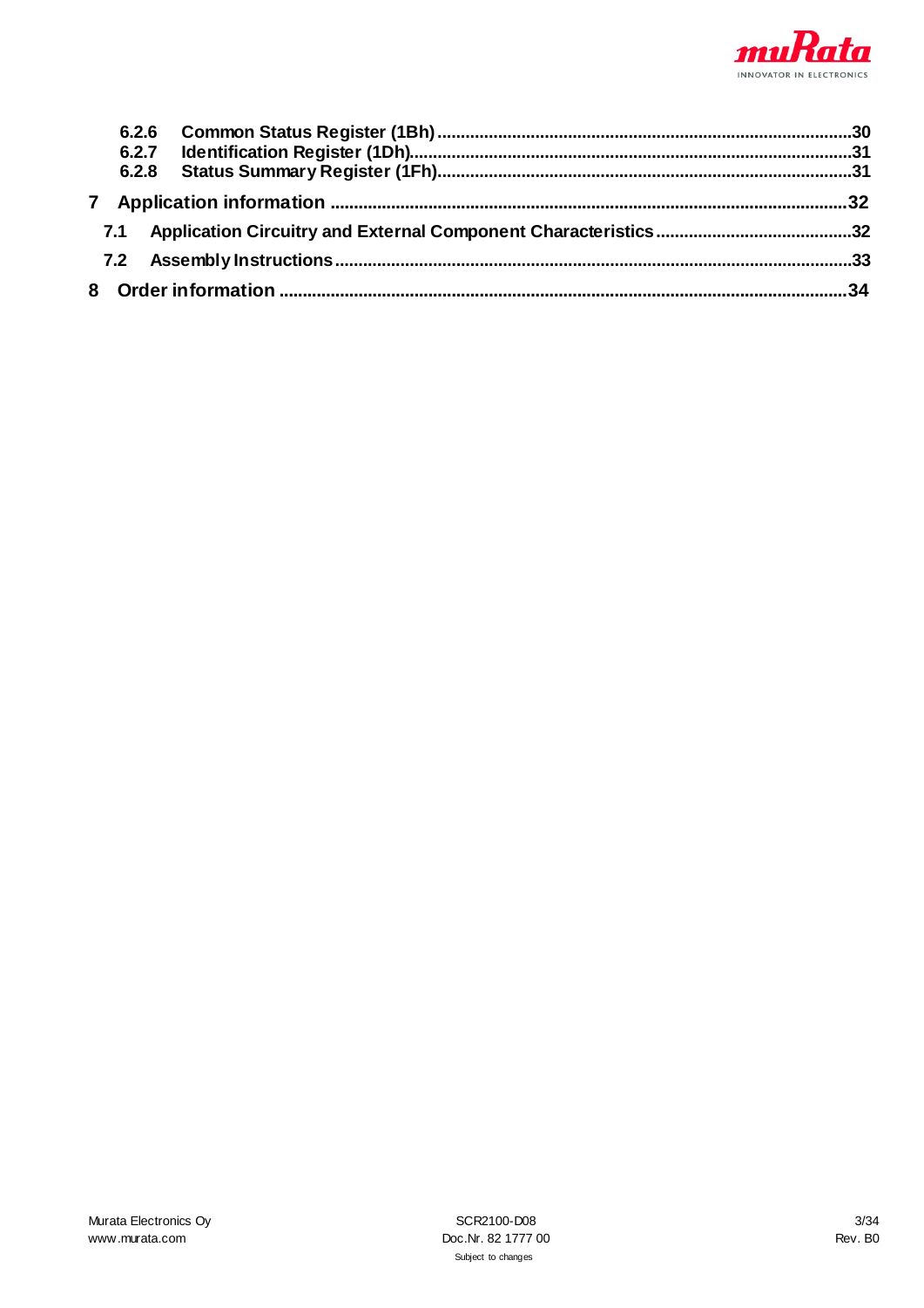6.2.6 Common Status Register (1Bh) .......................................................................................... 30
6.2.7 Identification Register (1Dh) ............................................................................................. 31
6.2.8 Status Summary Register (1Fh) ........................................................................................ 31

7 Application information ..................................................................................................... 32

7.1 Application Circuitry and External Component Characteristics ........................................... 32

7.2 Assembly Instructions ........................................................................................................ 33

8 Order information ............................................................................................................... 34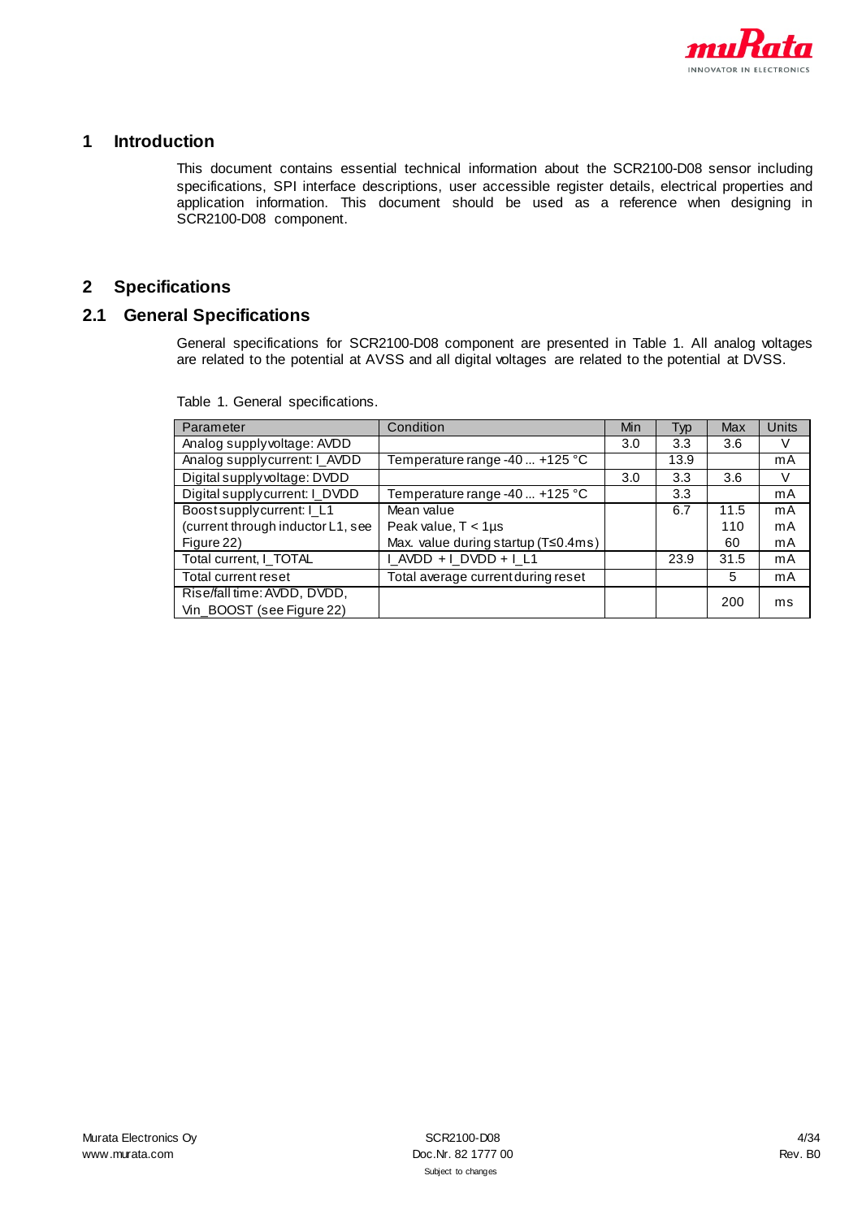# 1 Introduction

This document contains essential technical information about the SCR2100-D08 sensor including specifications, SPI interface descriptions, user accessible register details, electrical properties and application information. This document should be used as a reference when designing in SCR2100-D08 component.

# 2 Specifications

## 2.1 General Specifications

General specifications for SCR2100-D08 component are presented in Table 1. All analog voltages are related to the potential at AVSS and all digital voltages are related to the potential at DVSS.

Table 1. General specifications.

| Parameter | Condition | Min | Typ | Max | Units |
|---|---|---|---|---|---|
| Analog supply voltage: AVDD | | 3.0 | 3.3 | 3.6 | V |
| Analog supply current: I_AVDD | Temperature range -40 ... +125 °C | | 13.9 | | mA |
| Digital supply voltage: DVDD | | 3.0 | 3.3 | 3.6 | V |
| Digital supply current: I_DVDD | Temperature range -40 ... +125 °C | | 3.3 | | mA |
| Boost supply current: I_L1 (current through inductor L1, see Figure 22) | Mean value | | 6.7 | 11.5 | mA |
| | Peak value, T < 1µs | | | 110 | mA |
| | Max. value during startup (T≤0.4ms) | | | 60 | mA |
| Total current, I_TOTAL | I_AVDD + I_DVDD + I_L1 | | 23.9 | 31.5 | mA |
| Total current reset | Total average current during reset | | | 5 | mA |
| Rise/fall time: AVDD, DVDD, Vin_BOOST (see Figure 22) | | | | 200 | ms |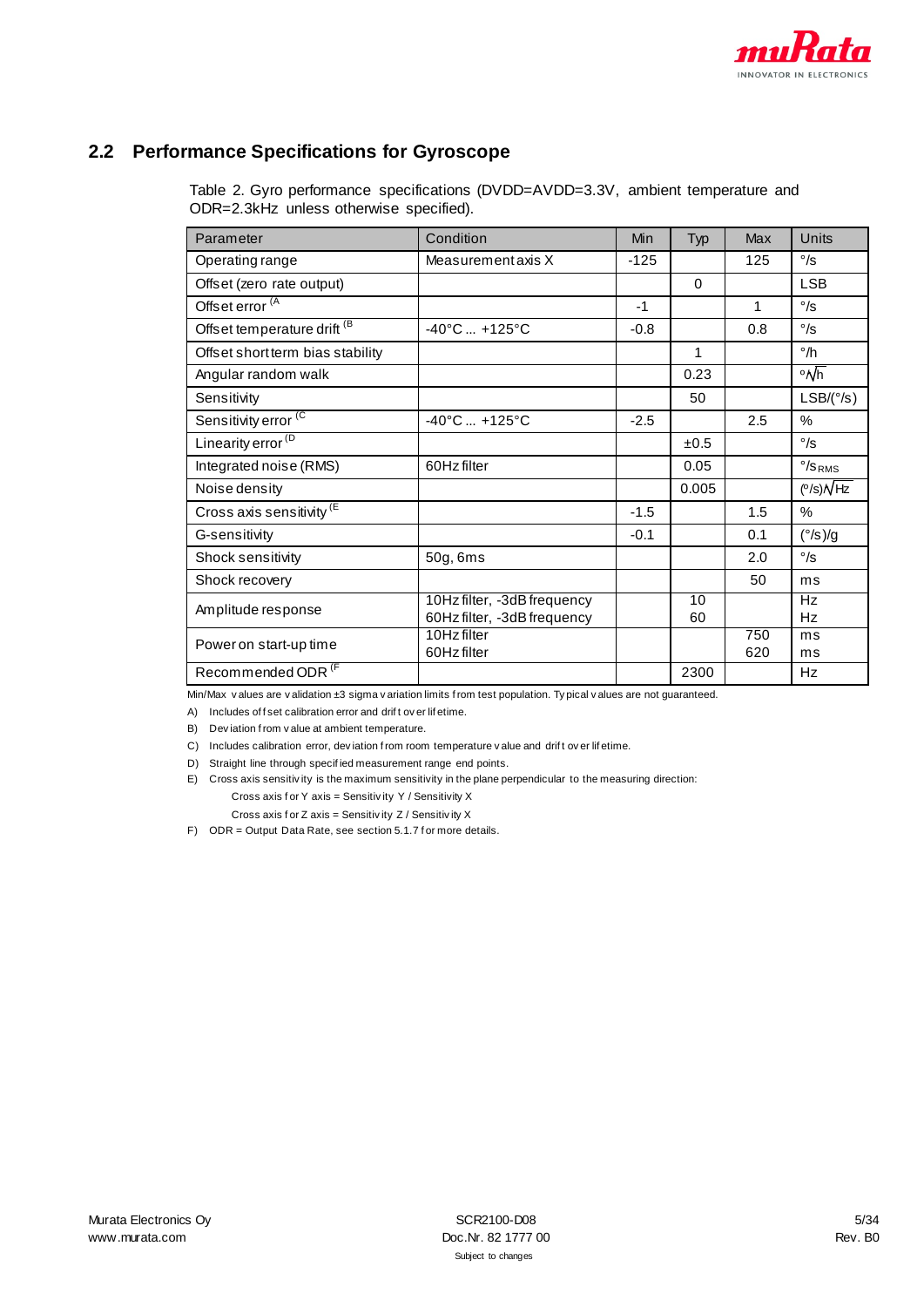## 2.2 Performance Specifications for Gyroscope

Table 2. Gyro performance specifications (DVDD=AVDD=3.3V, ambient temperature and ODR=2.3kHz unless otherwise specified).

| Parameter | Condition | Min | Typ | Max | Units |
|---|---|---|---|---|---|
| Operating range | Measurement axis X | -125 | | 125 | °/s |
| Offset (zero rate output) | | | 0 | | LSB |
| Offset error [A] | | -1 | | 1 | °/s |
| Offset temperature drift [B] | -40°C ... +125°C | -0.8 | | 0.8 | °/s |
| Offset short term bias stability | | | 1 | | °/h |
| Angular random walk | | | 0.23 | | °/√h |
| Sensitivity | | | 50 | | LSB/(°/s) |
| Sensitivity error [C] | -40°C ... +125°C | -2.5 | | 2.5 | % |
| Linearity error [D] | | | ±0.5 | | °/s |
| Integrated noise (RMS) | 60Hz filter | | 0.05 | | $°/s_{RMS}$ |
| Noise density | | | 0.005 | | (°/s)/√Hz |
| Cross axis sensitivity [E] | | -1.5 | | 1.5 | % |
| G-sensitivity | | -0.1 | | 0.1 | (°/s)/g |
| Shock sensitivity | 50g, 6ms | | | 2.0 | °/s |
| Shock recovery | | | | 50 | ms |
| Amplitude response | 10Hz filter, -3dB frequency<br>60Hz filter, -3dB frequency | | 10<br>60 | | Hz<br>Hz |
| Power on start-up time | 10Hz filter<br>60Hz filter | | | 750<br>620 | ms<br>ms |
| Recommended ODR [F] | | | 2300 | | Hz |

Min/Max values are validation ±3 sigma variation limits from test population. Typical values are not guaranteed.

A) Includes offset calibration error and drift over lifetime.

B) Deviation from value at ambient temperature.

C) Includes calibration error, deviation from room temperature value and drift over lifetime.

D) Straight line through specified measurement range end points.

E) Cross axis sensitivity is the maximum sensitivity in the plane perpendicular to the measuring direction:

Cross axis for Y axis = Sensitivity Y / Sensitivity X

Cross axis for Z axis = Sensitivity Z / Sensitivity X

F) ODR = Output Data Rate, see section 5.1.7 for more details.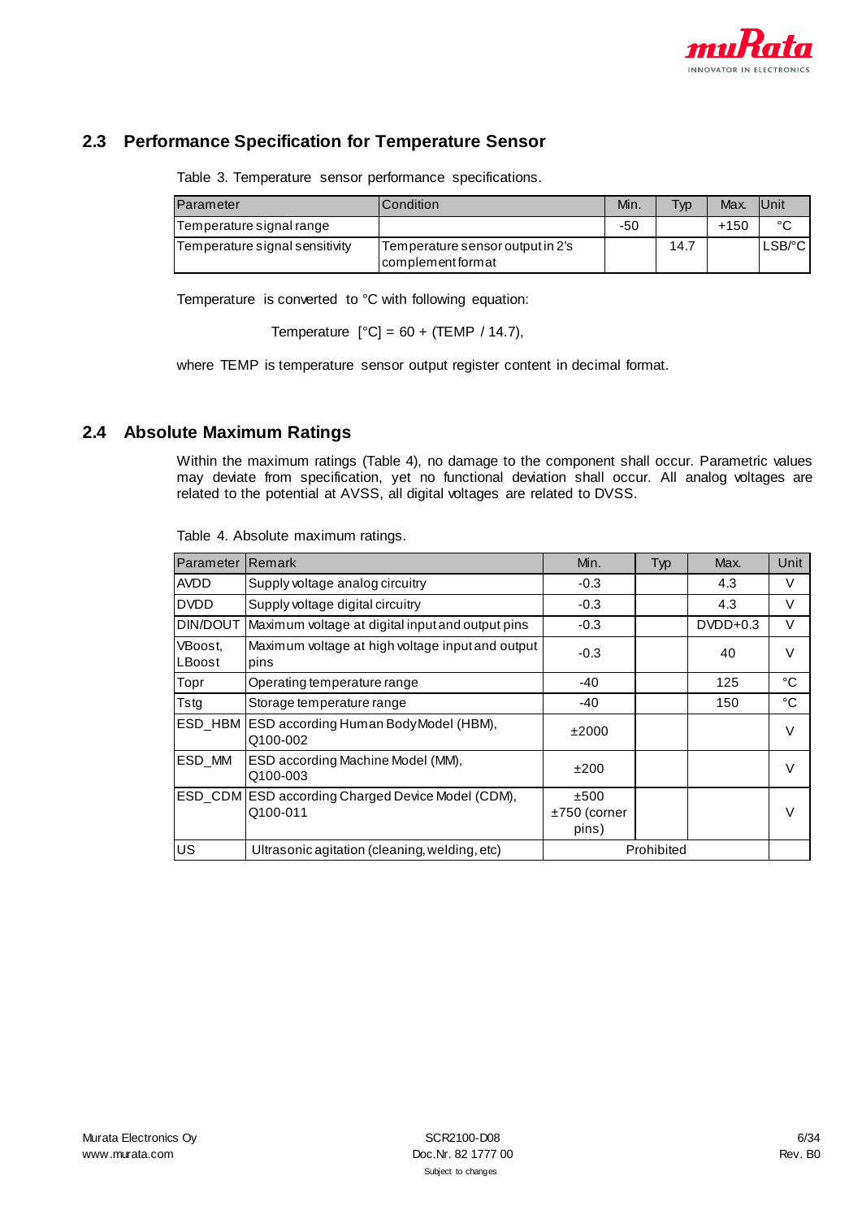## 2.3 Performance Specification for Temperature Sensor

Table 3. Temperature sensor performance specifications.

| Parameter | Condition | Min. | Typ | Max. | Unit |
|---|---|---|---|---|---|
| Temperature signal range | | -50 | | +150 | °C |
| Temperature signal sensitivity | Temperature sensor output in 2's complement format | | 14.7 | | LSB/°C |

Temperature is converted to °C with following equation:

$$\text{Temperature [°C]} = 60 + (\text{TEMP} / 14.7),$$

where TEMP is temperature sensor output register content in decimal format.

## 2.4 Absolute Maximum Ratings

Within the maximum ratings (Table 4), no damage to the component shall occur. Parametric values may deviate from specification, yet no functional deviation shall occur. All analog voltages are related to the potential at AVSS, all digital voltages are related to DVSS.

Table 4. Absolute maximum ratings.

| Parameter | Remark | Min. | Typ | Max. | Unit |
|---|---|---|---|---|---|
| AVDD | Supply voltage analog circuitry | -0.3 | | 4.3 | V |
| DVDD | Supply voltage digital circuitry | -0.3 | | 4.3 | V |
| DIN/DOUT | Maximum voltage at digital input and output pins | -0.3 | | DVDD+0.3 | V |
| VBoost, LBoost | Maximum voltage at high voltage input and output pins | -0.3 | | 40 | V |
| Topr | Operating temperature range | -40 | | 125 | °C |
| Tstg | Storage temperature range | -40 | | 150 | °C |
| ESD_HBM | ESD according Human Body Model (HBM), Q100-002 | ±2000 | | | V |
| ESD_MM | ESD according Machine Model (MM), Q100-003 | ±200 | | | V |
| ESD_CDM | ESD according Charged Device Model (CDM), Q100-011 | ±500 ±750 (corner pins) | | | V |
| US | Ultrasonic agitation (cleaning, welding, etc) | Prohibited | | | |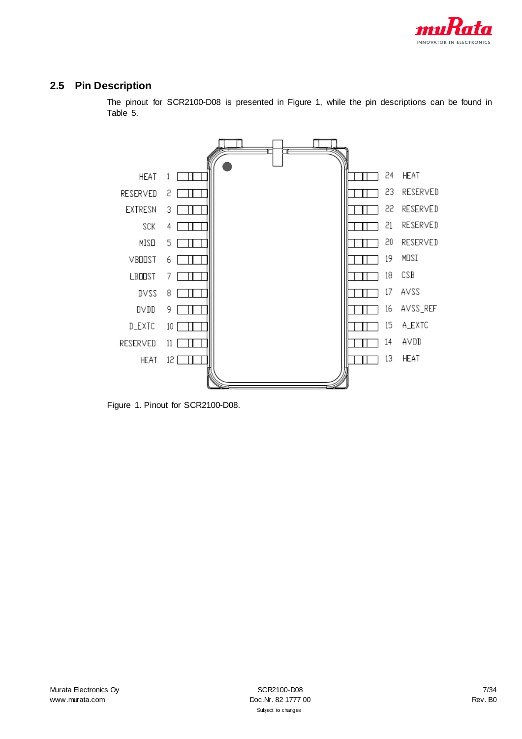## 2.5 Pin Description

The pinout for SCR2100-D08 is presented in Figure 1, while the pin descriptions can be found in Table 5.

Figure 1. Pinout for SCR2100-D08.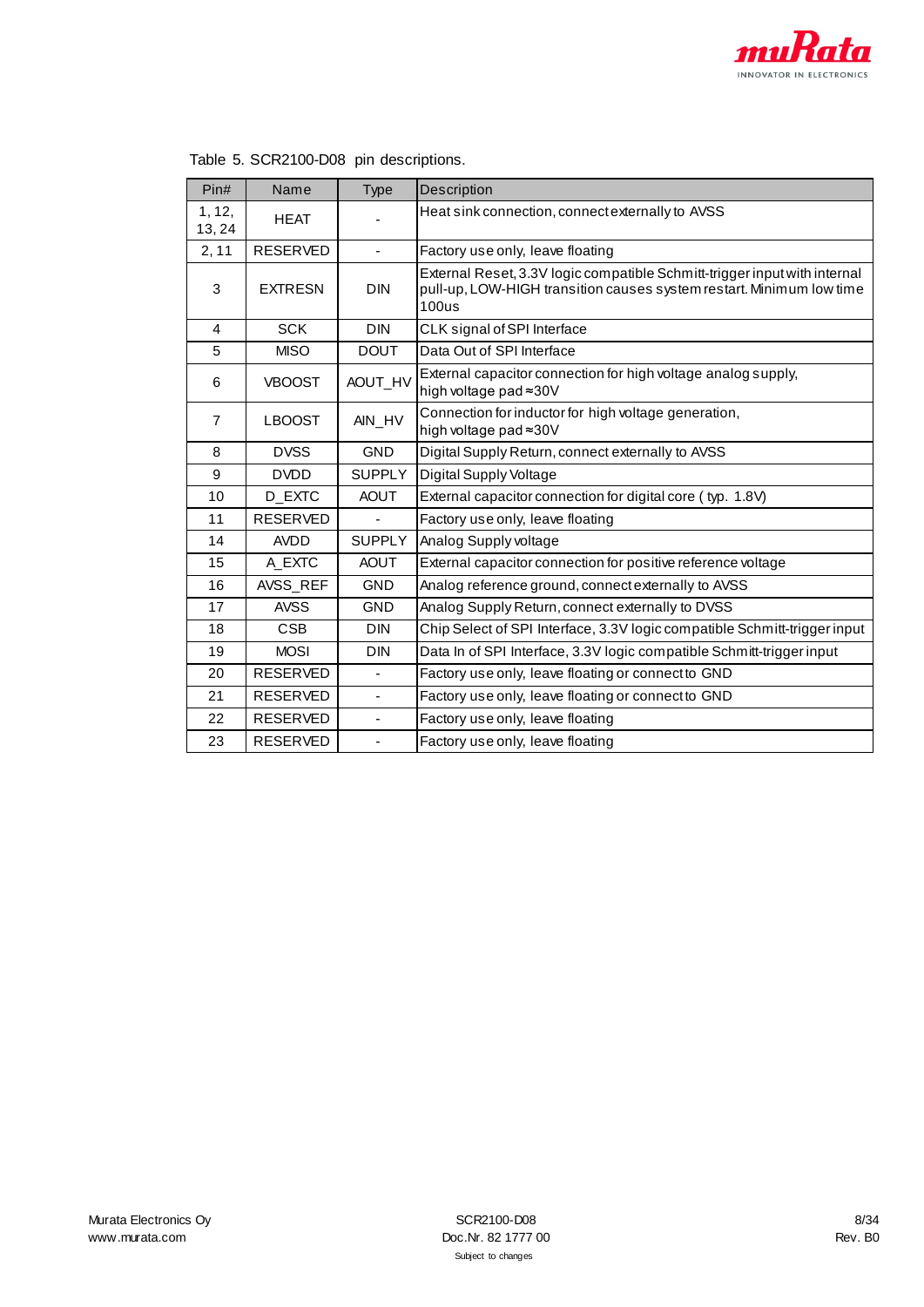Table 5. SCR2100-D08 pin descriptions.

| Pin# | Name | Type | Description |
|---|---|---|---|
| 1, 12, 13, 24 | HEAT | - | Heat sink connection, connect externally to AVSS |
| 2, 11 | RESERVED | - | Factory use only, leave floating |
| 3 | EXTRESN | DIN | External Reset, 3.3V logic compatible Schmitt-trigger input with internal pull-up, LOW-HIGH transition causes system restart. Minimum low time 100us |
| 4 | SCK | DIN | CLK signal of SPI Interface |
| 5 | MISO | DOUT | Data Out of SPI Interface |
| 6 | VBOOST | AOUT_HV | External capacitor connection for high voltage analog supply, high voltage pad ≈30V |
| 7 | LBOOST | AIN_HV | Connection for inductor for high voltage generation, high voltage pad ≈30V |
| 8 | DVSS | GND | Digital Supply Return, connect externally to AVSS |
| 9 | DVDD | SUPPLY | Digital Supply Voltage |
| 10 | D_EXTC | AOUT | External capacitor connection for digital core ( typ. 1.8V) |
| 11 | RESERVED | - | Factory use only, leave floating |
| 14 | AVDD | SUPPLY | Analog Supply voltage |
| 15 | A_EXTC | AOUT | External capacitor connection for positive reference voltage |
| 16 | AVSS_REF | GND | Analog reference ground, connect externally to AVSS |
| 17 | AVSS | GND | Analog Supply Return, connect externally to DVSS |
| 18 | CSB | DIN | Chip Select of SPI Interface, 3.3V logic compatible Schmitt-trigger input |
| 19 | MOSI | DIN | Data In of SPI Interface, 3.3V logic compatible Schmitt-trigger input |
| 20 | RESERVED | - | Factory use only, leave floating or connect to GND |
| 21 | RESERVED | - | Factory use only, leave floating or connect to GND |
| 22 | RESERVED | - | Factory use only, leave floating |
| 23 | RESERVED | - | Factory use only, leave floating |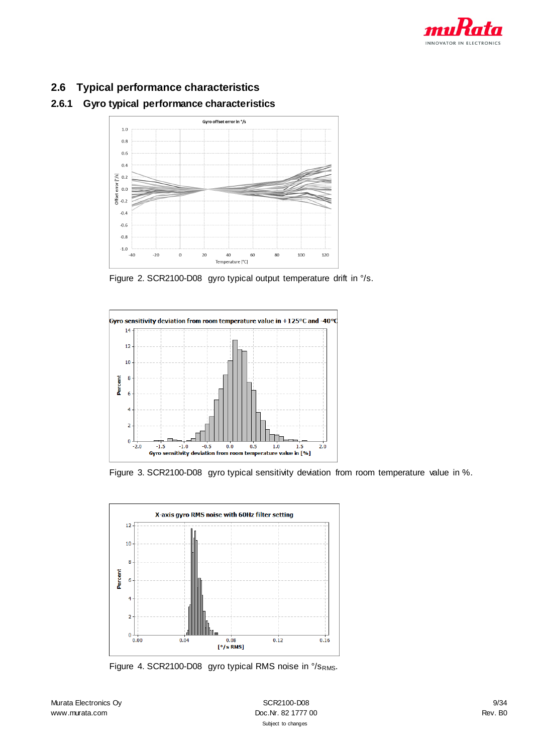## 2.6 Typical performance characteristics

### 2.6.1 Gyro typical performance characteristics

Figure 2. SCR2100-D08 gyro typical output temperature drift in °/s.

Figure 3. SCR2100-D08 gyro typical sensitivity deviation from room temperature value in %.

Figure 4. SCR2100-D08 gyro typical RMS noise in $°/s_{RMS}$.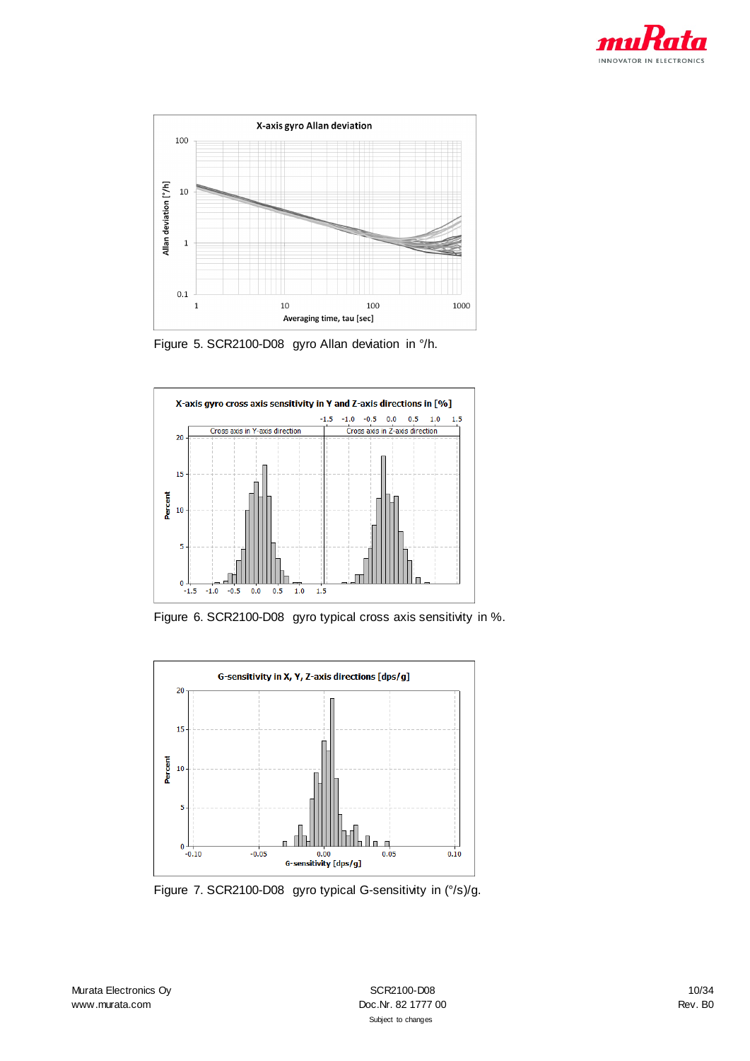Figure 5. SCR2100-D08 gyro Allan deviation in °/h.

Figure 6. SCR2100-D08 gyro typical cross axis sensitivity in %.

Figure 7. SCR2100-D08 gyro typical G-sensitivity in (°/s)/g.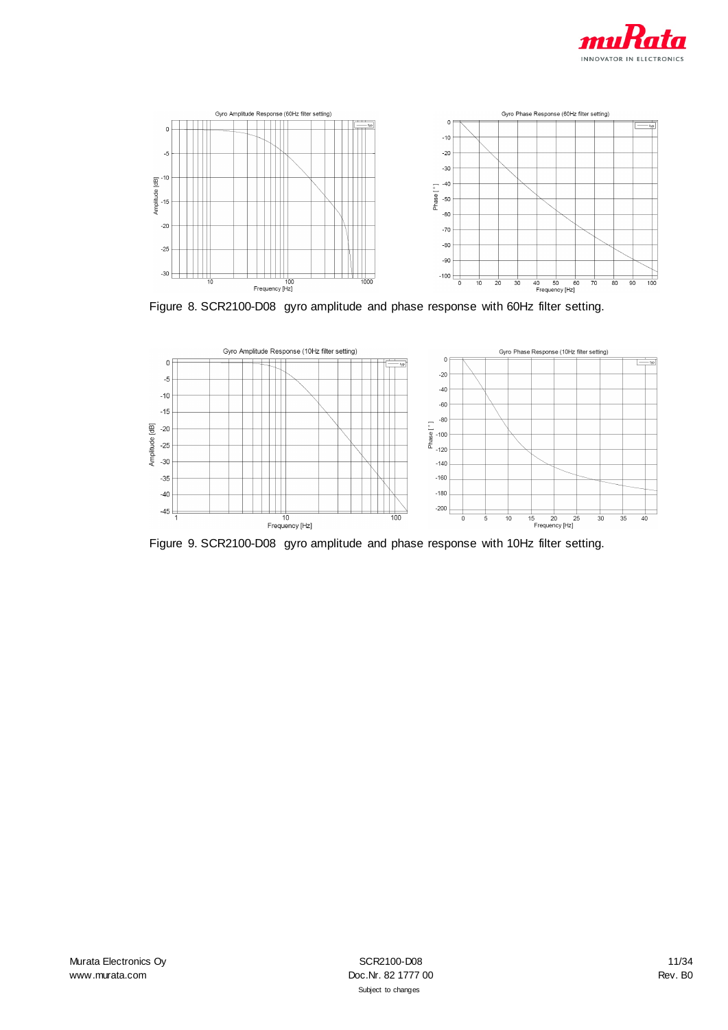Figure 8. SCR2100-D08 gyro amplitude and phase response with 60Hz filter setting.

Figure 9. SCR2100-D08 gyro amplitude and phase response with 10Hz filter setting.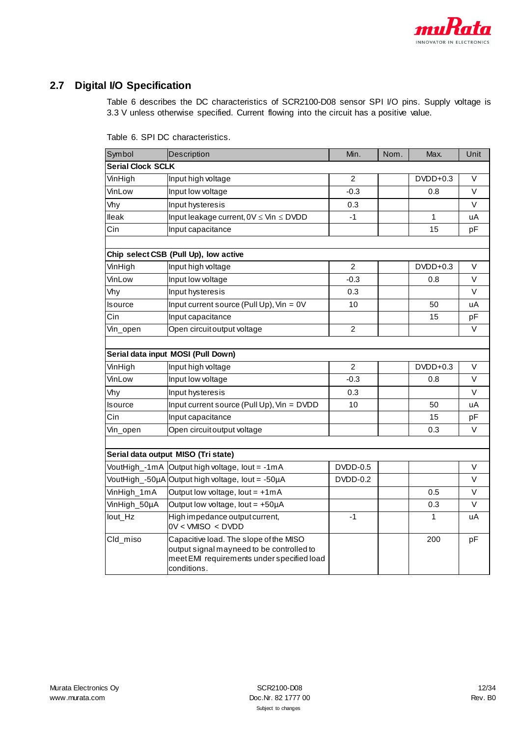## 2.7 Digital I/O Specification

Table 6 describes the DC characteristics of SCR2100-D08 sensor SPI I/O pins. Supply voltage is 3.3 V unless otherwise specified. Current flowing into the circuit has a positive value.

Table 6. SPI DC characteristics.

| Symbol | Description | Min. | Nom. | Max. | Unit |
|---|---|---|---|---|---|
| **Serial Clock SCLK** | | | | | |
| VinHigh | Input high voltage | 2 | | DVDD+0.3 | V |
| VinLow | Input low voltage | -0.3 | | 0.8 | V |
| Vhy | Input hysteresis | 0.3 | | | V |
| Ileak | Input leakage current, 0V ≤ Vin ≤ DVDD | -1 | | 1 | uA |
| Cin | Input capacitance | | | 15 | pF |
| | | | | | |
| **Chip select CSB (Pull Up), low active** | | | | | |
| VinHigh | Input high voltage | 2 | | DVDD+0.3 | V |
| VinLow | Input low voltage | -0.3 | | 0.8 | V |
| Vhy | Input hysteresis | 0.3 | | | V |
| Isource | Input current source (Pull Up), Vin = 0V | 10 | | 50 | uA |
| Cin | Input capacitance | | | 15 | pF |
| Vin_open | Open circuit output voltage | 2 | | | V |
| | | | | | |
| **Serial data input MOSI (Pull Down)** | | | | | |
| VinHigh | Input high voltage | 2 | | DVDD+0.3 | V |
| VinLow | Input low voltage | -0.3 | | 0.8 | V |
| Vhy | Input hysteresis | 0.3 | | | V |
| Isource | Input current source (Pull Up), Vin = DVDD | 10 | | 50 | uA |
| Cin | Input capacitance | | | 15 | pF |
| Vin_open | Open circuit output voltage | | | 0.3 | V |
| | | | | | |
| **Serial data output MISO (Tri state)** | | | | | |
| VoutHigh_-1mA | Output high voltage, Iout = -1mA | DVDD-0.5 | | | V |
| VoutHigh_-50µA | Output high voltage, Iout = -50µA | DVDD-0.2 | | | V |
| VinHigh_1mA | Output low voltage, Iout = +1mA | | | 0.5 | V |
| VinHigh_50µA | Output low voltage, Iout = +50µA | | | 0.3 | V |
| Iout_Hz | High impedance output current, 0V < VMISO < DVDD | -1 | | 1 | uA |
| Cld_miso | Capacitive load. The slope of the MISO output signal may need to be controlled to meet EMI requirements under specified load conditions. | | | 200 | pF |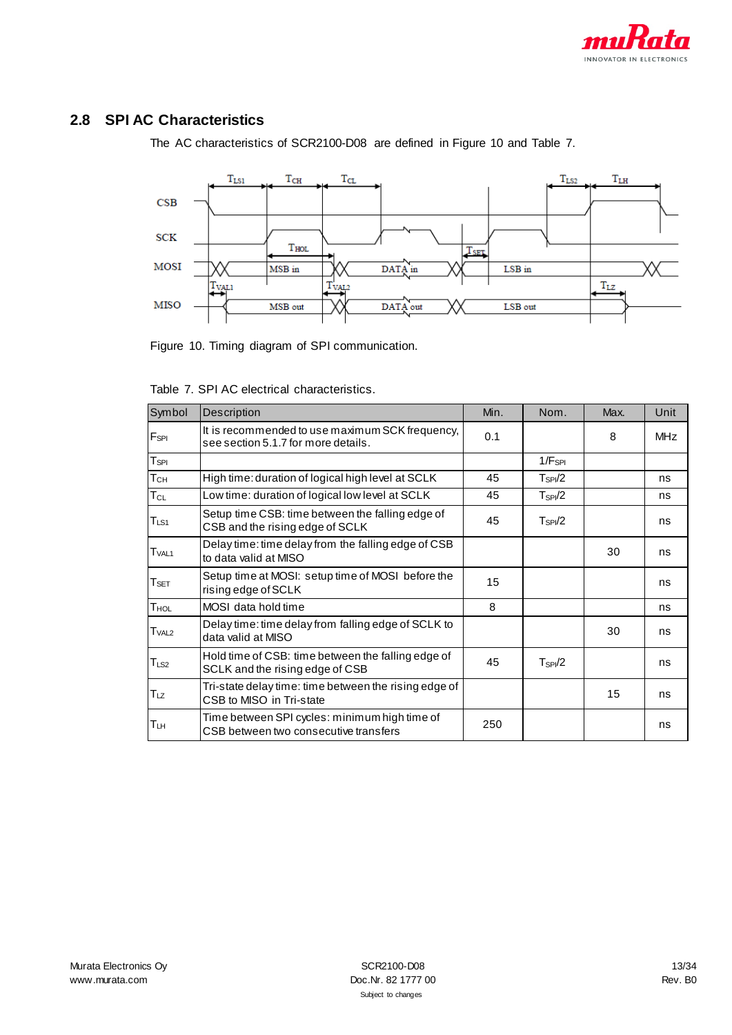## 2.8 SPI AC Characteristics

The AC characteristics of SCR2100-D08 are defined in Figure 10 and Table 7.

Figure 10. Timing diagram of SPI communication.

Table 7. SPI AC electrical characteristics.

| Symbol | Description | Min. | Nom. | Max. | Unit |
|---|---|---|---|---|---|
| $F_{SPI}$ | It is recommended to use maximum SCK frequency, see section 5.1.7 for more details. | 0.1 | | 8 | MHz |
| $T_{SPI}$ | | | $1/F_{SPI}$ | | |
| $T_{CH}$ | High time: duration of logical high level at SCLK | 45 | $T_{SPI}/2$ | | ns |
| $T_{CL}$ | Low time: duration of logical low level at SCLK | 45 | $T_{SPI}/2$ | | ns |
| $T_{LS1}$ | Setup time CSB: time between the falling edge of CSB and the rising edge of SCLK | 45 | $T_{SPI}/2$ | | ns |
| $T_{VAL1}$ | Delay time: time delay from the falling edge of CSB to data valid at MISO | | | 30 | ns |
| $T_{SET}$ | Setup time at MOSI: setup time of MOSI before the rising edge of SCLK | 15 | | | ns |
| $T_{HOL}$ | MOSI data hold time | 8 | | | ns |
| $T_{VAL2}$ | Delay time: time delay from falling edge of SCLK to data valid at MISO | | | 30 | ns |
| $T_{LS2}$ | Hold time of CSB: time between the falling edge of SCLK and the rising edge of CSB | 45 | $T_{SPI}/2$ | | ns |
| $T_{LZ}$ | Tri-state delay time: time between the rising edge of CSB to MISO in Tri-state | | | 15 | ns |
| $T_{LH}$ | Time between SPI cycles: minimum high time of CSB between two consecutive transfers | 250 | | | ns |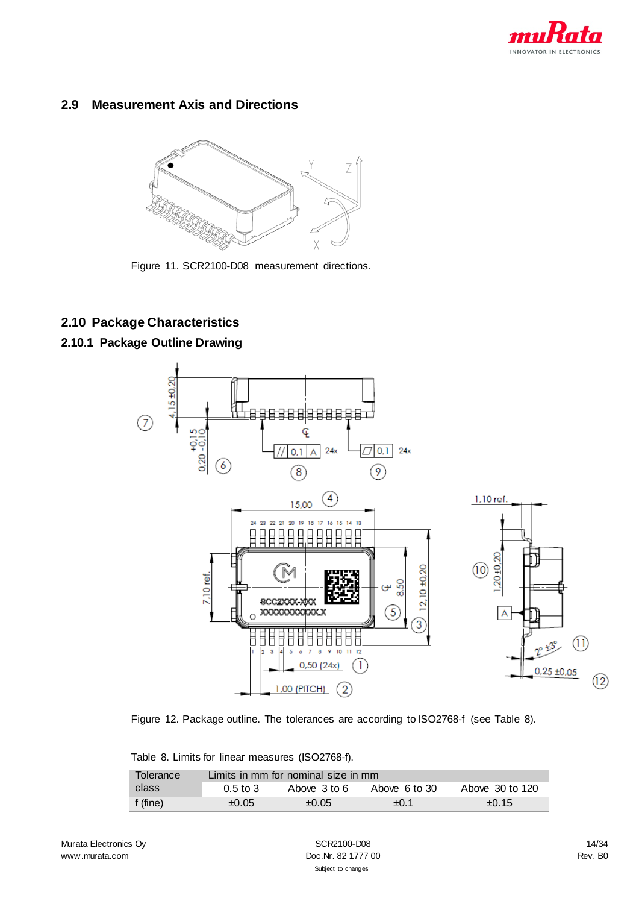## 2.9 Measurement Axis and Directions

Figure 11. SCR2100-D08 measurement directions.

## 2.10 Package Characteristics

### 2.10.1 Package Outline Drawing

Figure 12. Package outline. The tolerances are according to ISO2768-f (see Table 8).

Table 8. Limits for linear measures (ISO2768-f).

| Tolerance class | Limits in mm for nominal size in mm | | | |
|---|---|---|---|---|
| | 0.5 to 3 | Above 3 to 6 | Above 6 to 30 | Above 30 to 120 |
| f (fine) | ±0.05 | ±0.05 | ±0.1 | ±0.15 |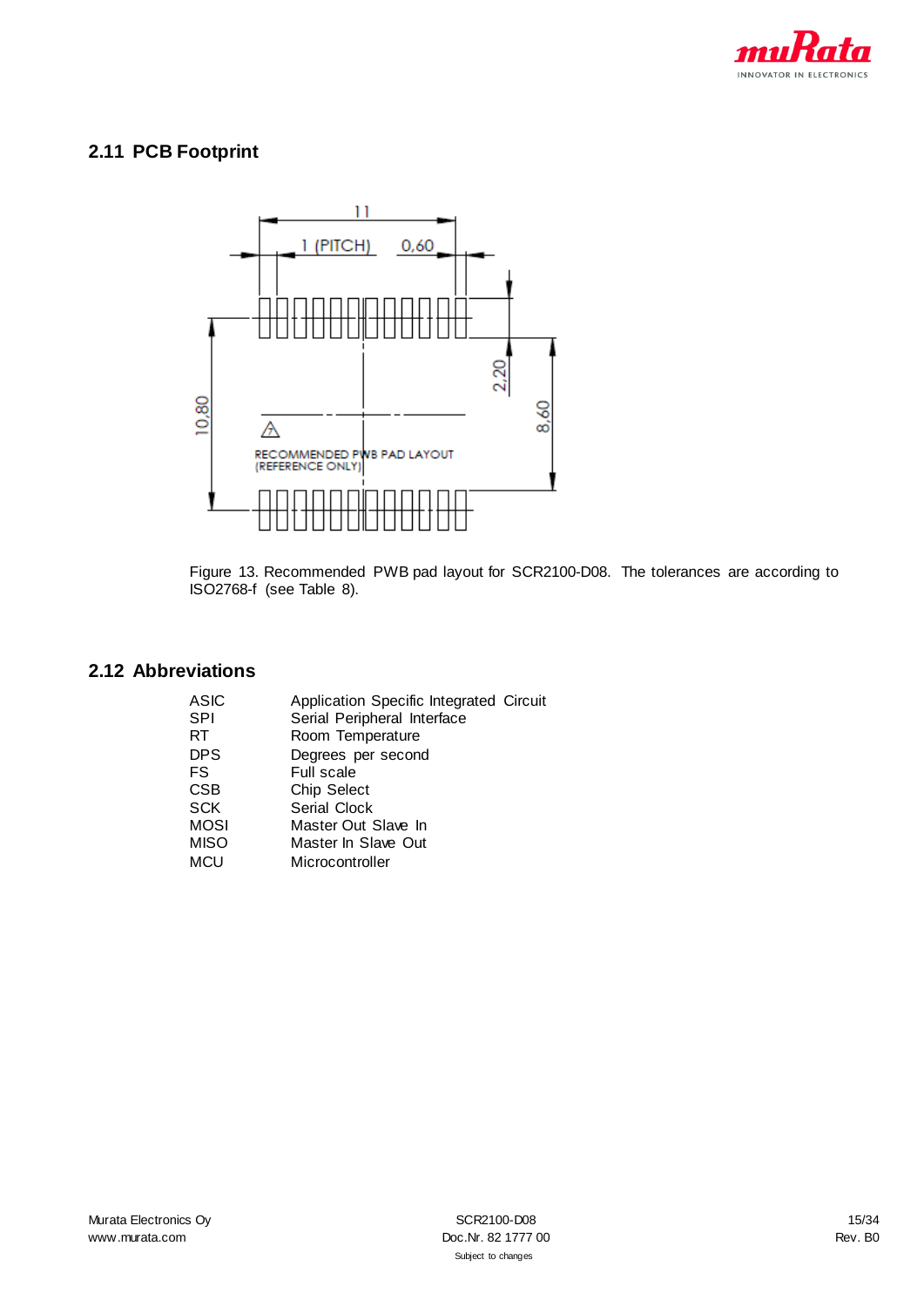## 2.11 PCB Footprint

Figure 13. Recommended PWB pad layout for SCR2100-D08. The tolerances are according to ISO2768-f (see Table 8).

## 2.12 Abbreviations

| | |
|---|---|
| ASIC | Application Specific Integrated Circuit |
| SPI | Serial Peripheral Interface |
| RT | Room Temperature |
| DPS | Degrees per second |
| FS | Full scale |
| CSB | Chip Select |
| SCK | Serial Clock |
| MOSI | Master Out Slave In |
| MISO | Master In Slave Out |
| MCU | Microcontroller |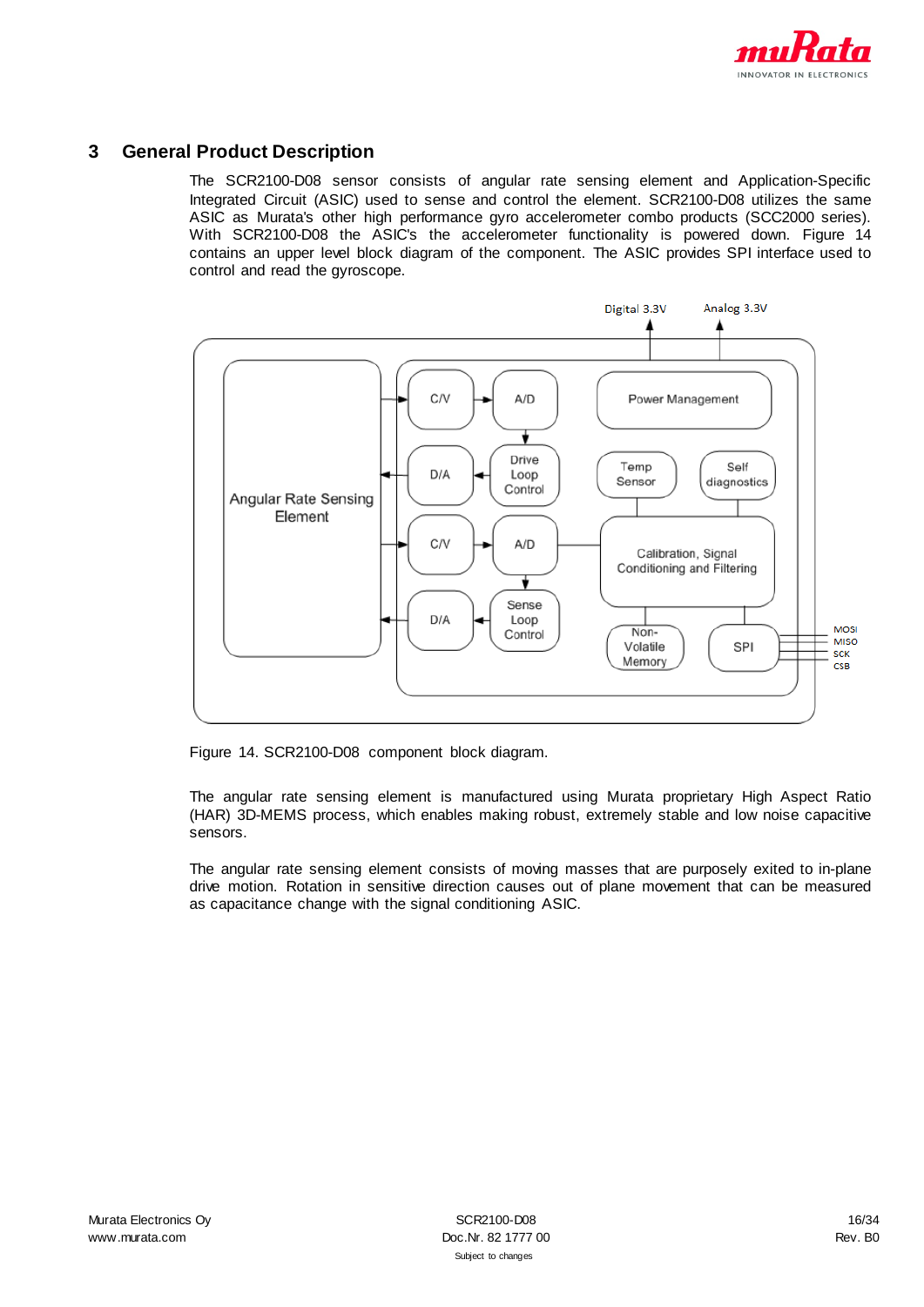## 3 General Product Description

The SCR2100-D08 sensor consists of angular rate sensing element and Application-Specific Integrated Circuit (ASIC) used to sense and control the element. SCR2100-D08 utilizes the same ASIC as Murata's other high performance gyro accelerometer combo products (SCC2000 series). With SCR2100-D08 the ASIC's the accelerometer functionality is powered down. Figure 14 contains an upper level block diagram of the component. The ASIC provides SPI interface used to control and read the gyroscope.

Figure 14. SCR2100-D08 component block diagram.

The angular rate sensing element is manufactured using Murata proprietary High Aspect Ratio (HAR) 3D-MEMS process, which enables making robust, extremely stable and low noise capacitive sensors.

The angular rate sensing element consists of moving masses that are purposely exited to in-plane drive motion. Rotation in sensitive direction causes out of plane movement that can be measured as capacitance change with the signal conditioning ASIC.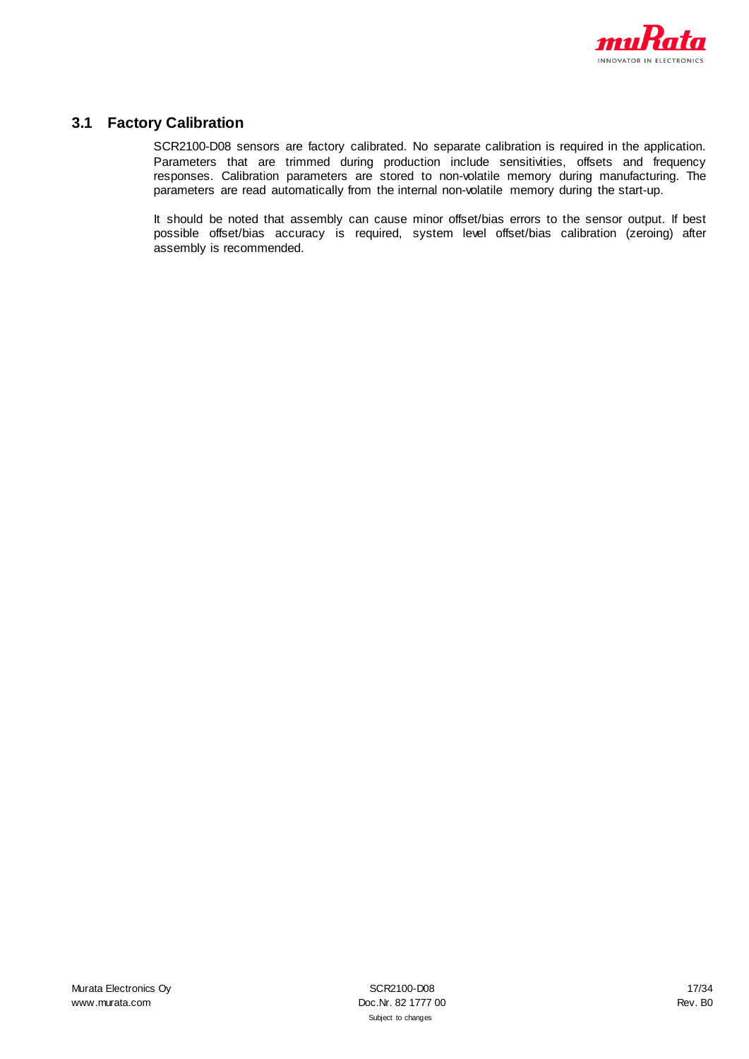## 3.1 Factory Calibration

SCR2100-D08 sensors are factory calibrated. No separate calibration is required in the application. Parameters that are trimmed during production include sensitivities, offsets and frequency responses. Calibration parameters are stored to non-volatile memory during manufacturing. The parameters are read automatically from the internal non-volatile memory during the start-up.

It should be noted that assembly can cause minor offset/bias errors to the sensor output. If best possible offset/bias accuracy is required, system level offset/bias calibration (zeroing) after assembly is recommended.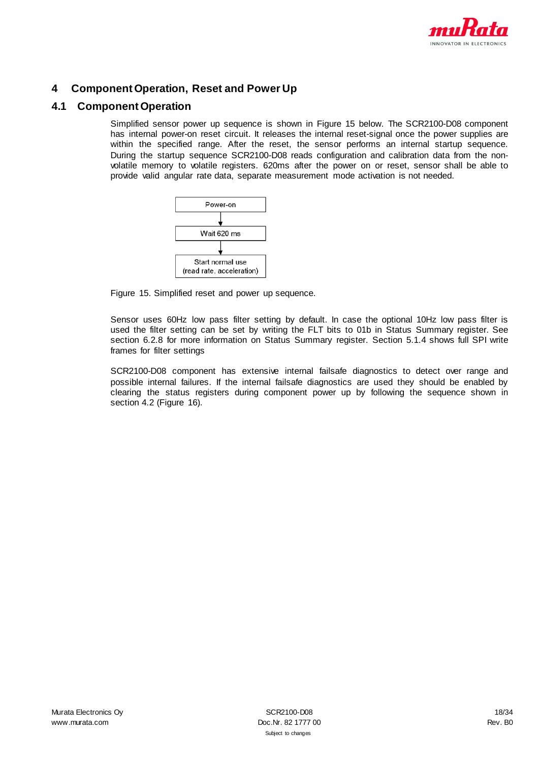# 4 Component Operation, Reset and Power Up

## 4.1 Component Operation

Simplified sensor power up sequence is shown in Figure 15 below. The SCR2100-D08 component has internal power-on reset circuit. It releases the internal reset-signal once the power supplies are within the specified range. After the reset, the sensor performs an internal startup sequence. During the startup sequence SCR2100-D08 reads configuration and calibration data from the non-volatile memory to volatile registers. 620ms after the power on or reset, sensor shall be able to provide valid angular rate data, separate measurement mode activation is not needed.

Power-on

Wait 620 ms

Start normal use
(read rate, acceleration)

Figure 15. Simplified reset and power up sequence.

Sensor uses 60Hz low pass filter setting by default. In case the optional 10Hz low pass filter is used the filter setting can be set by writing the FLT bits to 01b in Status Summary register. See section 6.2.8 for more information on Status Summary register. Section 5.1.4 shows full SPI write frames for filter settings

SCR2100-D08 component has extensive internal failsafe diagnostics to detect over range and possible internal failures. If the internal failsafe diagnostics are used they should be enabled by clearing the status registers during component power up by following the sequence shown in section 4.2 (Figure 16).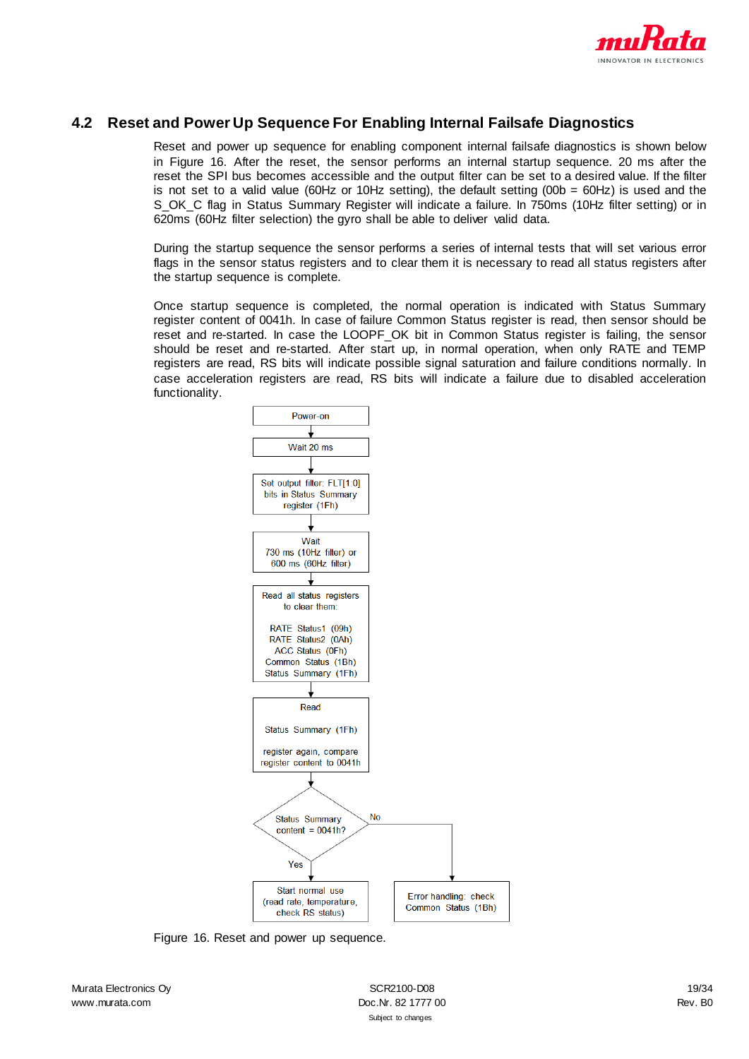## 4.2 Reset and Power Up Sequence For Enabling Internal Failsafe Diagnostics

Reset and power up sequence for enabling component internal failsafe diagnostics is shown below in Figure 16. After the reset, the sensor performs an internal startup sequence. 20 ms after the reset the SPI bus becomes accessible and the output filter can be set to a desired value. If the filter is not set to a valid value (60Hz or 10Hz setting), the default setting (00b = 60Hz) is used and the S_OK_C flag in Status Summary Register will indicate a failure. In 750ms (10Hz filter setting) or in 620ms (60Hz filter selection) the gyro shall be able to deliver valid data.

During the startup sequence the sensor performs a series of internal tests that will set various error flags in the sensor status registers and to clear them it is necessary to read all status registers after the startup sequence is complete.

Once startup sequence is completed, the normal operation is indicated with Status Summary register content of 0041h. In case of failure Common Status register is read, then sensor should be reset and re-started. In case the LOOPF_OK bit in Common Status register is failing, the sensor should be reset and re-started. After start up, in normal operation, when only RATE and TEMP registers are read, RS bits will indicate possible signal saturation and failure conditions normally. In case acceleration registers are read, RS bits will indicate a failure due to disabled acceleration functionality.

Power-on

Wait 20 ms

Set output filter: FLT[1:0] bits in Status Summary register (1Fh)

Wait 730 ms (10Hz filter) or 600 ms (60Hz filter)

Read all status registers to clear them:

RATE Status1 (09h)
RATE Status2 (0Ah)
ACC Status (0Fh)
Common Status (1Bh)
Status Summary (1Fh)

Read Status Summary (1Fh) register again, compare register content to 0041h

Status Summary content = 0041h?

Yes: Start normal use (read rate, temperature, check RS status)

No: Error handling: check Common Status (1Bh)

Figure 16. Reset and power up sequence.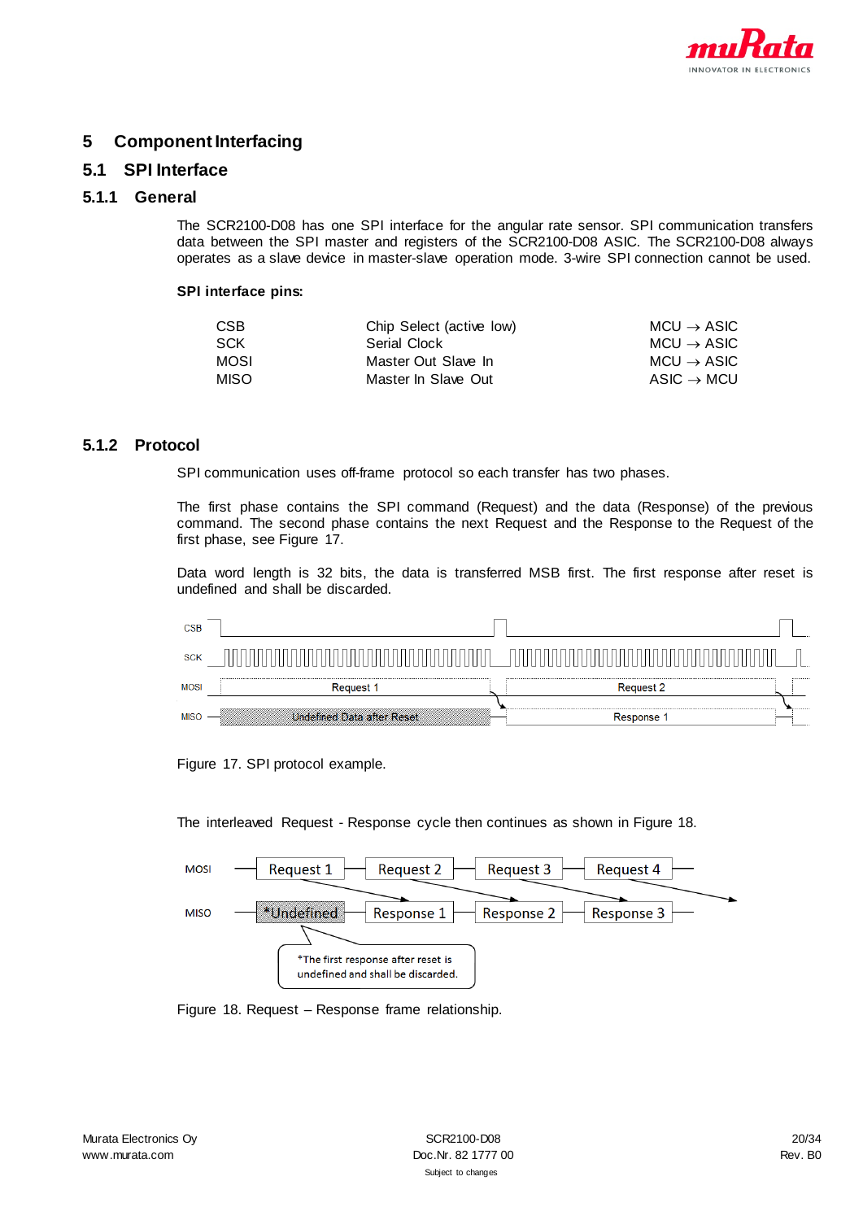// Page 20 - Component Interfacing (SPI). No images detected; figure timing diagrams omitted except captions.

# 5 Component Interfacing

## 5.1 SPI Interface

### 5.1.1 General

The SCR2100-D08 has one SPI interface for the angular rate sensor. SPI communication transfers data between the SPI master and registers of the SCR2100-D08 ASIC. The SCR2100-D08 always operates as a slave device in master-slave operation mode. 3-wire SPI connection cannot be used.

**SPI interface pins:**

| | | |
|---|---|---|
| CSB | Chip Select (active low) | MCU → ASIC |
| SCK | Serial Clock | MCU → ASIC |
| MOSI | Master Out Slave In | MCU → ASIC |
| MISO | Master In Slave Out | ASIC → MCU |

### 5.1.2 Protocol

SPI communication uses off-frame protocol so each transfer has two phases.

The first phase contains the SPI command (Request) and the data (Response) of the previous command. The second phase contains the next Request and the Response to the Request of the first phase, see Figure 17.

Data word length is 32 bits, the data is transferred MSB first. The first response after reset is undefined and shall be discarded.

Figure 17. SPI protocol example.

The interleaved Request - Response cycle then continues as shown in Figure 18.

Figure 18. Request – Response frame relationship.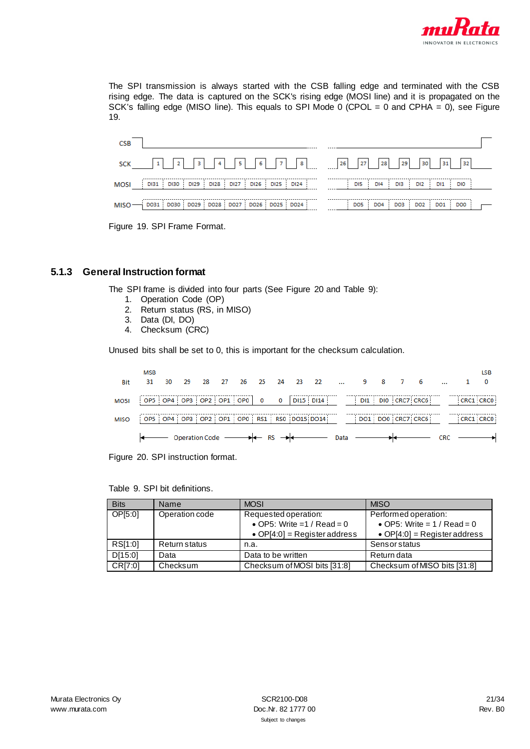The SPI transmission is always started with the CSB falling edge and terminated with the CSB rising edge. The data is captured on the SCK's rising edge (MOSI line) and it is propagated on the SCK's falling edge (MISO line). This equals to SPI Mode 0 (CPOL = 0 and CPHA = 0), see Figure 19.

Figure 19. SPI Frame Format.

### 5.1.3 General Instruction format

The SPI frame is divided into four parts (See Figure 20 and Table 9):

1. Operation Code (OP)
2. Return status (RS, in MISO)
3. Data (DI, DO)
4. Checksum (CRC)

Unused bits shall be set to 0, this is important for the checksum calculation.

Figure 20. SPI instruction format.

Table 9. SPI bit definitions.

| Bits | Name | MOSI | MISO |
|---|---|---|---|
| OP[5:0] | Operation code | Requested operation:<br>• OP5: Write =1 / Read = 0<br>• OP[4:0] = Register address | Performed operation:<br>• OP5: Write = 1 / Read = 0<br>• OP[4:0] = Register address |
| RS[1:0] | Return status | n.a. | Sensor status |
| D[15:0] | Data | Data to be written | Return data |
| CR[7:0] | Checksum | Checksum of MOSI bits [31:8] | Checksum of MISO bits [31:8] |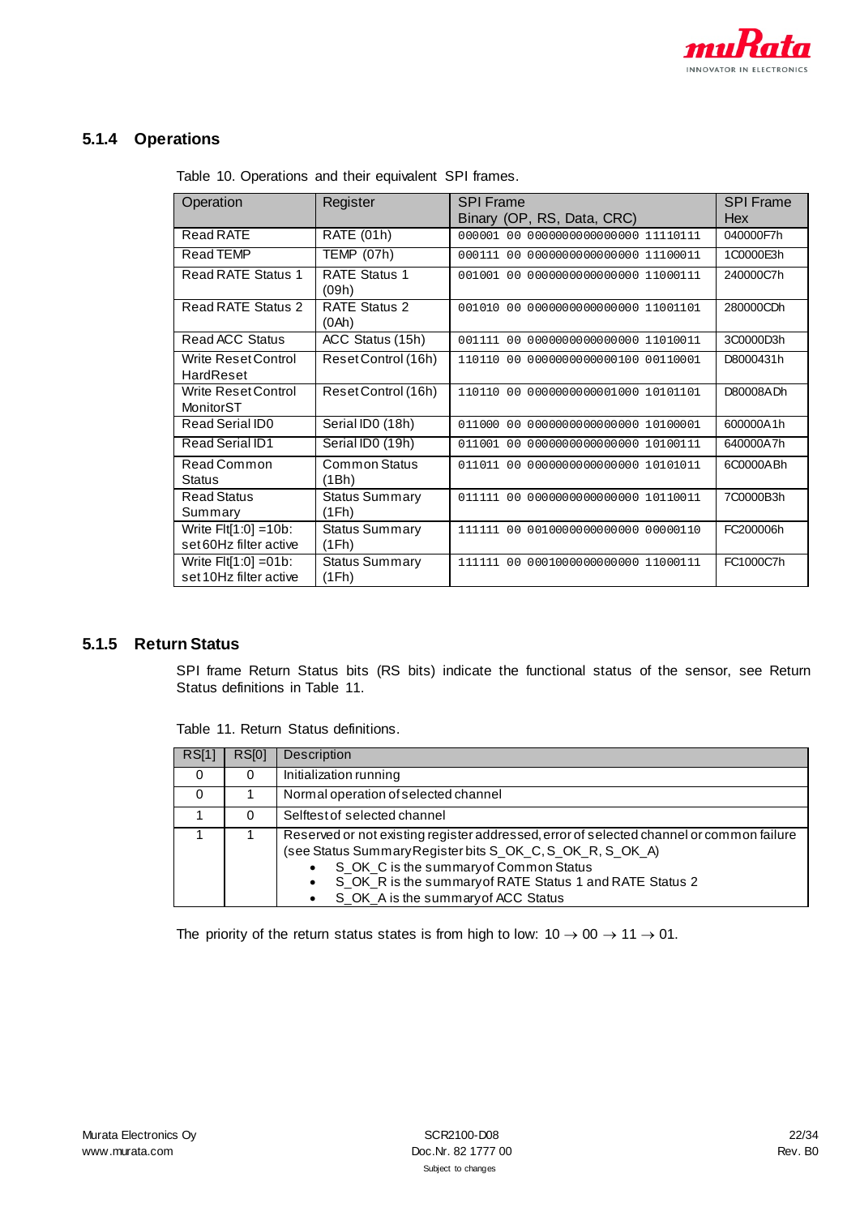### 5.1.4 Operations

Table 10. Operations and their equivalent SPI frames.

| Operation | Register | SPI Frame<br>Binary (OP, RS, Data, CRC) | SPI Frame<br>Hex |
|---|---|---|---|
| Read RATE | RATE (01h) | 000001 00 0000000000000000 11110111 | 040000F7h |
| Read TEMP | TEMP (07h) | 000111 00 0000000000000000 11100011 | 1C0000E3h |
| Read RATE Status 1 | RATE Status 1 (09h) | 001001 00 0000000000000000 11000111 | 240000C7h |
| Read RATE Status 2 | RATE Status 2 (0Ah) | 001010 00 0000000000000000 11001101 | 280000CDh |
| Read ACC Status | ACC Status (15h) | 001111 00 0000000000000000 11010011 | 3C0000D3h |
| Write Reset Control HardReset | Reset Control (16h) | 110110 00 0000000000000100 00110001 | D8000431h |
| Write Reset Control MonitorST | Reset Control (16h) | 110110 00 0000000000001000 10101101 | D80008ADh |
| Read Serial ID0 | Serial ID0 (18h) | 011000 00 0000000000000000 10100001 | 600000A1h |
| Read Serial ID1 | Serial ID0 (19h) | 011001 00 0000000000000000 10100111 | 640000A7h |
| Read Common Status | Common Status (1Bh) | 011011 00 0000000000000000 10101011 | 6C0000ABh |
| Read Status Summary | Status Summary (1Fh) | 011111 00 0000000000000000 10110011 | 7C0000B3h |
| Write Flt[1:0] =10b: set 60Hz filter active | Status Summary (1Fh) | 111111 00 0010000000000000 00000110 | FC200006h |
| Write Flt[1:0] =01b: set 10Hz filter active | Status Summary (1Fh) | 111111 00 0001000000000000 11000111 | FC1000C7h |

### 5.1.5 Return Status

SPI frame Return Status bits (RS bits) indicate the functional status of the sensor, see Return Status definitions in Table 11.

Table 11. Return Status definitions.

| RS[1] | RS[0] | Description |
|---|---|---|
| 0 | 0 | Initialization running |
| 0 | 1 | Normal operation of selected channel |
| 1 | 0 | Selftest of selected channel |
| 1 | 1 | Reserved or not existing register addressed, error of selected channel or common failure (see Status Summary Register bits S_OK_C, S_OK_R, S_OK_A)<br>• S_OK_C is the summary of Common Status<br>• S_OK_R is the summary of RATE Status 1 and RATE Status 2<br>• S_OK_A is the summary of ACC Status |

The priority of the return status states is from high to low: 10 → 00 → 11 → 01.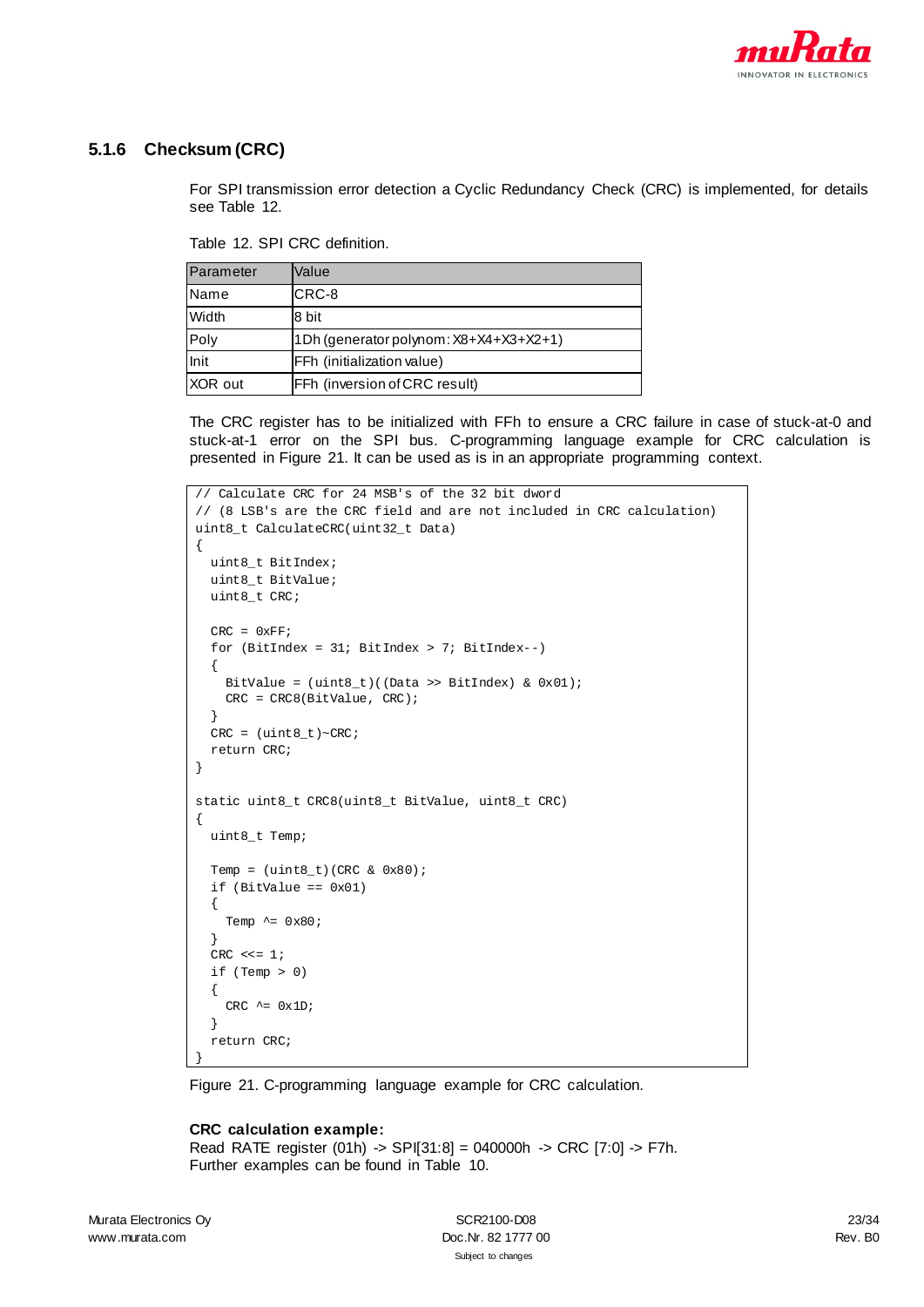### 5.1.6 Checksum (CRC)

For SPI transmission error detection a Cyclic Redundancy Check (CRC) is implemented, for details see Table 12.

Table 12. SPI CRC definition.

| Parameter | Value |
|---|---|
| Name | CRC-8 |
| Width | 8 bit |
| Poly | 1Dh (generator polynom: X8+X4+X3+X2+1) |
| Init | FFh (initialization value) |
| XOR out | FFh (inversion of CRC result) |

The CRC register has to be initialized with FFh to ensure a CRC failure in case of stuck-at-0 and stuck-at-1 error on the SPI bus. C-programming language example for CRC calculation is presented in Figure 21. It can be used as is in an appropriate programming context.

```
// Calculate CRC for 24 MSB's of the 32 bit dword
// (8 LSB's are the CRC field and are not included in CRC calculation)
uint8_t CalculateCRC(uint32_t Data)
{
  uint8_t BitIndex;
  uint8_t BitValue;
  uint8_t CRC;

  CRC = 0xFF;
  for (BitIndex = 31; BitIndex > 7; BitIndex--)
  {
    BitValue = (uint8_t)((Data >> BitIndex) & 0x01);
    CRC = CRC8(BitValue, CRC);
  }
  CRC = (uint8_t)~CRC;
  return CRC;
}

static uint8_t CRC8(uint8_t BitValue, uint8_t CRC)
{
  uint8_t Temp;

  Temp = (uint8_t)(CRC & 0x80);
  if (BitValue == 0x01)
  {
    Temp ^= 0x80;
  }
  CRC <<= 1;
  if (Temp > 0)
  {
    CRC ^= 0x1D;
  }
  return CRC;
}
```

Figure 21. C-programming language example for CRC calculation.

**CRC calculation example:**
Read RATE register (01h) -> SPI[31:8] = 040000h -> CRC [7:0] -> F7h.
Further examples can be found in Table 10.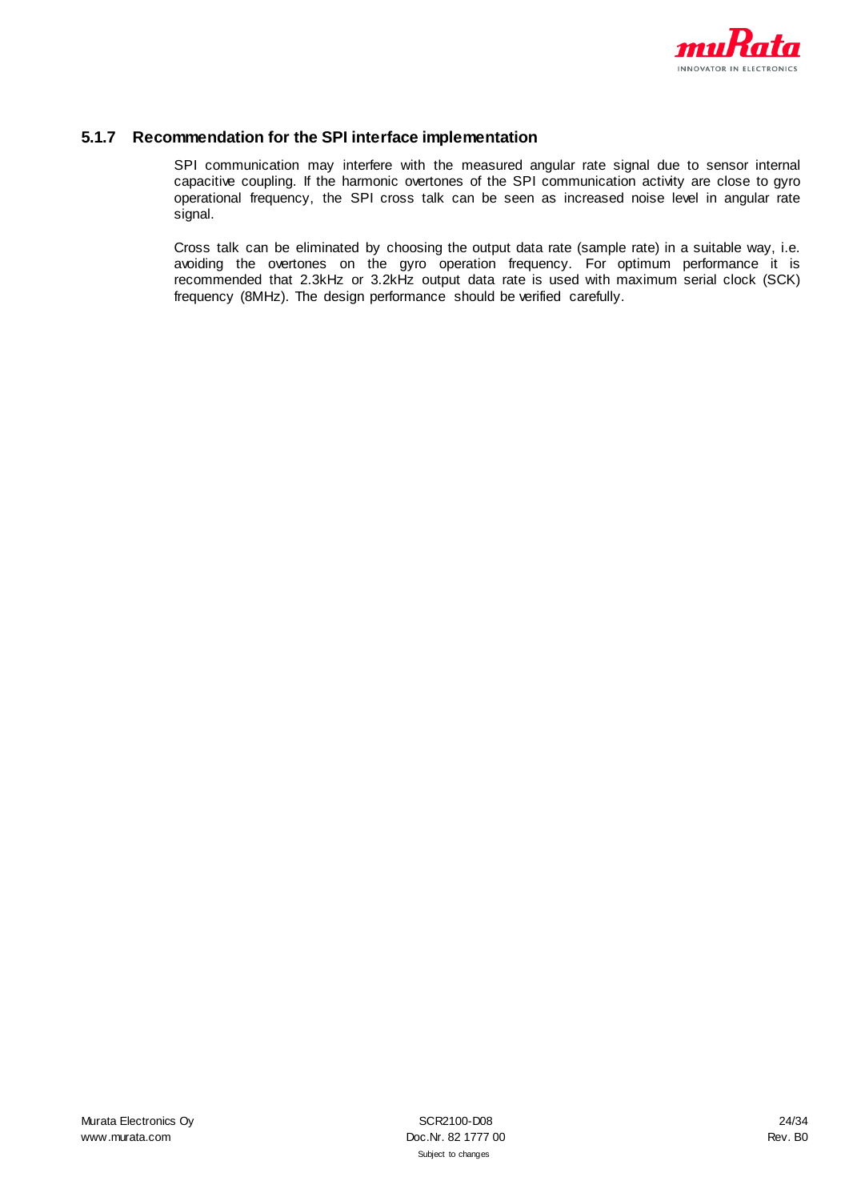### 5.1.7 Recommendation for the SPI interface implementation

SPI communication may interfere with the measured angular rate signal due to sensor internal capacitive coupling. If the harmonic overtones of the SPI communication activity are close to gyro operational frequency, the SPI cross talk can be seen as increased noise level in angular rate signal.

Cross talk can be eliminated by choosing the output data rate (sample rate) in a suitable way, i.e. avoiding the overtones on the gyro operation frequency. For optimum performance it is recommended that 2.3kHz or 3.2kHz output data rate is used with maximum serial clock (SCK) frequency (8MHz). The design performance should be verified carefully.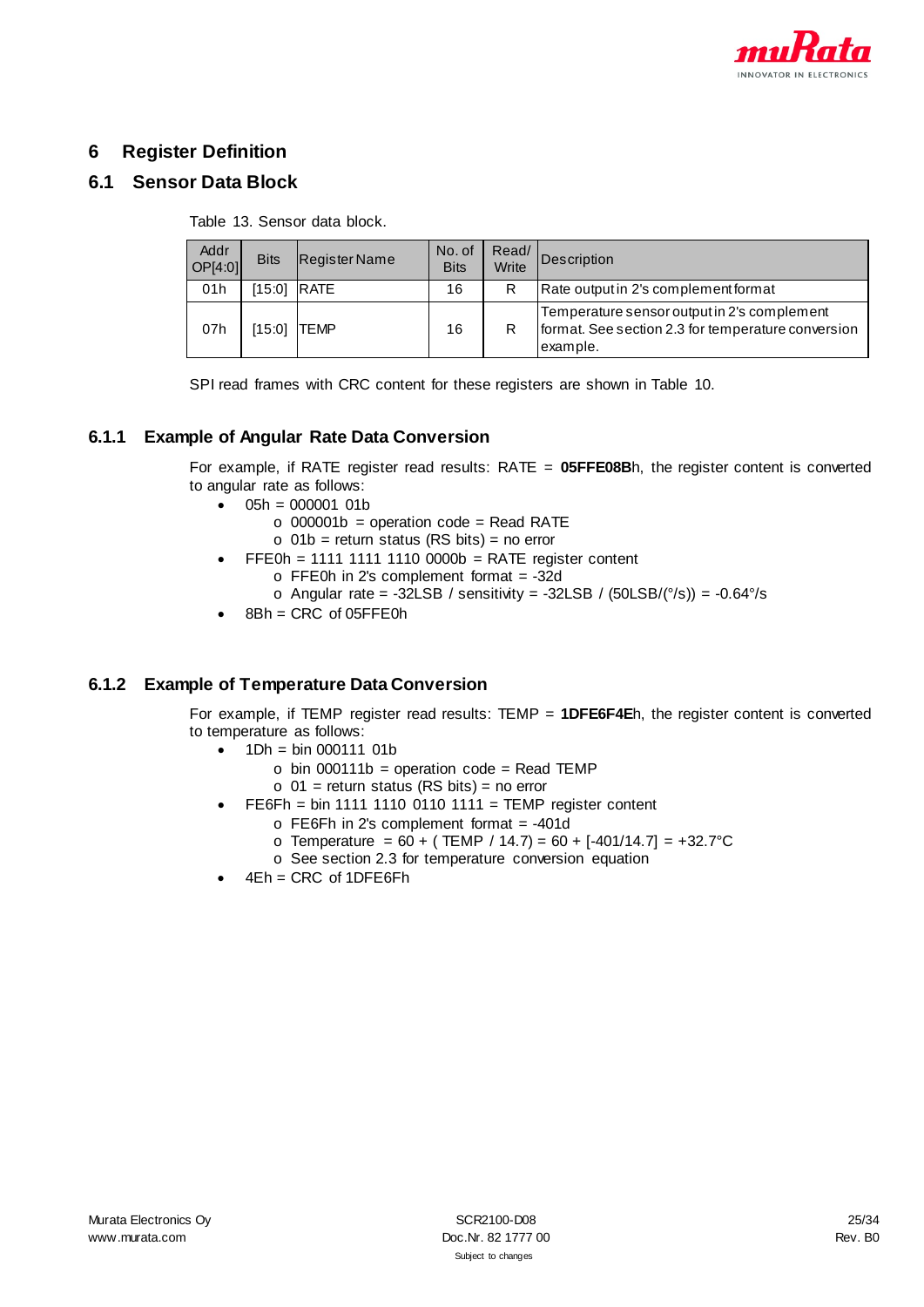# 6 Register Definition

## 6.1 Sensor Data Block

Table 13. Sensor data block.

| Addr OP[4:0] | Bits | Register Name | No. of Bits | Read/ Write | Description |
|---|---|---|---|---|---|
| 01h | [15:0] | RATE | 16 | R | Rate output in 2's complement format |
| 07h | [15:0] | TEMP | 16 | R | Temperature sensor output in 2's complement format. See section 2.3 for temperature conversion example. |

SPI read frames with CRC content for these registers are shown in Table 10.

### 6.1.1 Example of Angular Rate Data Conversion

For example, if RATE register read results: RATE = **05FFE08B**h, the register content is converted to angular rate as follows:

- 05h = 000001 01b
  - 000001b = operation code = Read RATE
  - 01b = return status (RS bits) = no error
- FFE0h = 1111 1111 1110 0000b = RATE register content
  - FFE0h in 2's complement format = -32d
  - Angular rate = -32LSB / sensitivity = -32LSB / (50LSB/(°/s)) = -0.64°/s
- 8Bh = CRC of 05FFE0h

### 6.1.2 Example of Temperature Data Conversion

For example, if TEMP register read results: TEMP = **1DFE6F4E**h, the register content is converted to temperature as follows:

- 1Dh = bin 000111 01b
  - bin 000111b = operation code = Read TEMP
  - 01 = return status (RS bits) = no error
- FE6Fh = bin 1111 1110 0110 1111 = TEMP register content
  - FE6Fh in 2's complement format = -401d
  - Temperature = 60 + ( TEMP / 14.7) = 60 + [-401/14.7] = +32.7°C
  - See section 2.3 for temperature conversion equation
- 4Eh = CRC of 1DFE6Fh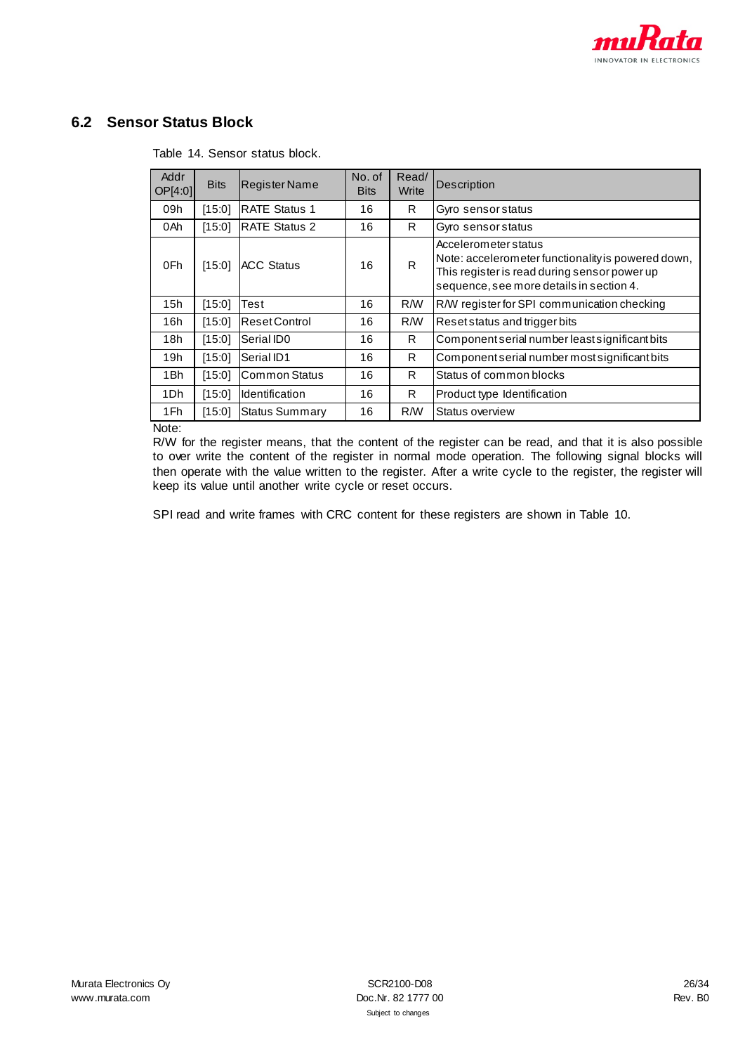## 6.2 Sensor Status Block

Table 14. Sensor status block.

| Addr OP[4:0] | Bits | Register Name | No. of Bits | Read/ Write | Description |
|---|---|---|---|---|---|
| 09h | [15:0] | RATE Status 1 | 16 | R | Gyro sensor status |
| 0Ah | [15:0] | RATE Status 2 | 16 | R | Gyro sensor status |
| 0Fh | [15:0] | ACC Status | 16 | R | Accelerometer status<br>Note: accelerometer functionality is powered down, This register is read during sensor power up sequence, see more details in section 4. |
| 15h | [15:0] | Test | 16 | R/W | R/W register for SPI communication checking |
| 16h | [15:0] | Reset Control | 16 | R/W | Reset status and trigger bits |
| 18h | [15:0] | Serial ID0 | 16 | R | Component serial number least significant bits |
| 19h | [15:0] | Serial ID1 | 16 | R | Component serial number most significant bits |
| 1Bh | [15:0] | Common Status | 16 | R | Status of common blocks |
| 1Dh | [15:0] | Identification | 16 | R | Product type Identification |
| 1Fh | [15:0] | Status Summary | 16 | R/W | Status overview |

Note:
R/W for the register means, that the content of the register can be read, and that it is also possible to over write the content of the register in normal mode operation. The following signal blocks will then operate with the value written to the register. After a write cycle to the register, the register will keep its value until another write cycle or reset occurs.

SPI read and write frames with CRC content for these registers are shown in Table 10.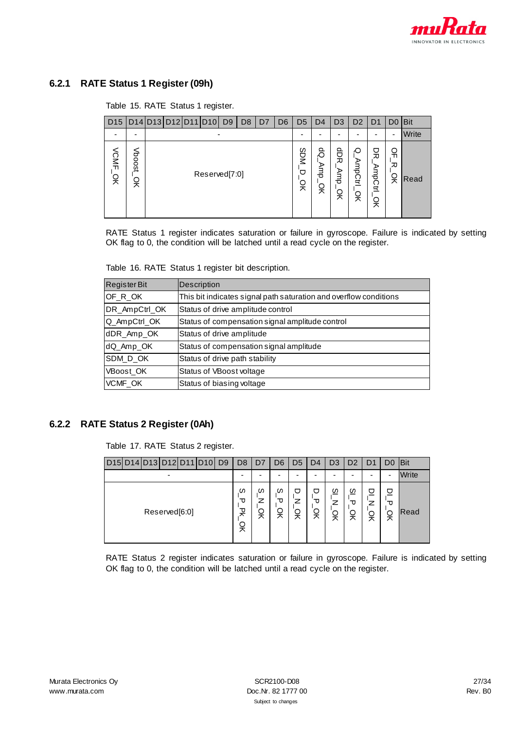### 6.2.1 RATE Status 1 Register (09h)

Table 15. RATE Status 1 register.

| D15 | D14 | D13 | D12 | D11 | D10 | D9 | D8 | D7 | D6 | D5 | D4 | D3 | D2 | D1 | D0 | Bit |
|---|---|---|---|---|---|---|---|---|---|---|---|---|---|---|---|---|
| - | - | - | | | | | | | | - | - | - | - | - | - | Write |
| VCMF_OK | Vboost_OK | Reserved[7:0] | | | | | | | | SDM_D_OK | dQ_Amp_OK | dDR_Amp_OK | Q_AmpCtrl_OK | DR_AmpCtrl_OK | OF_R_OK | Read |

RATE Status 1 register indicates saturation or failure in gyroscope. Failure is indicated by setting OK flag to 0, the condition will be latched until a read cycle on the register.

Table 16. RATE Status 1 register bit description.

| Register Bit | Description |
|---|---|
| OF_R_OK | This bit indicates signal path saturation and overflow conditions |
| DR_AmpCtrl_OK | Status of drive amplitude control |
| Q_AmpCtrl_OK | Status of compensation signal amplitude control |
| dDR_Amp_OK | Status of drive amplitude |
| dQ_Amp_OK | Status of compensation signal amplitude |
| SDM_D_OK | Status of drive path stability |
| VBoost_OK | Status of VBoost voltage |
| VCMF_OK | Status of biasing voltage |

### 6.2.2 RATE Status 2 Register (0Ah)

Table 17. RATE Status 2 register.

| D15 | D14 | D13 | D12 | D11 | D10 | D9 | D8 | D7 | D6 | D5 | D4 | D3 | D2 | D1 | D0 | Bit |
|---|---|---|---|---|---|---|---|---|---|---|---|---|---|---|---|---|
| - | | | | | | | - | - | - | - | - | - | - | - | - | Write |
| Reserved[6:0] | | | | | | | S_P_Pk_OK | S_N_OK | S_P_OK | D_N_OK | D_P_OK | SI_N_OK | SI_P_OK | DI_N_OK | DI_P_OK | Read |

RATE Status 2 register indicates saturation or failure in gyroscope. Failure is indicated by setting OK flag to 0, the condition will be latched until a read cycle on the register.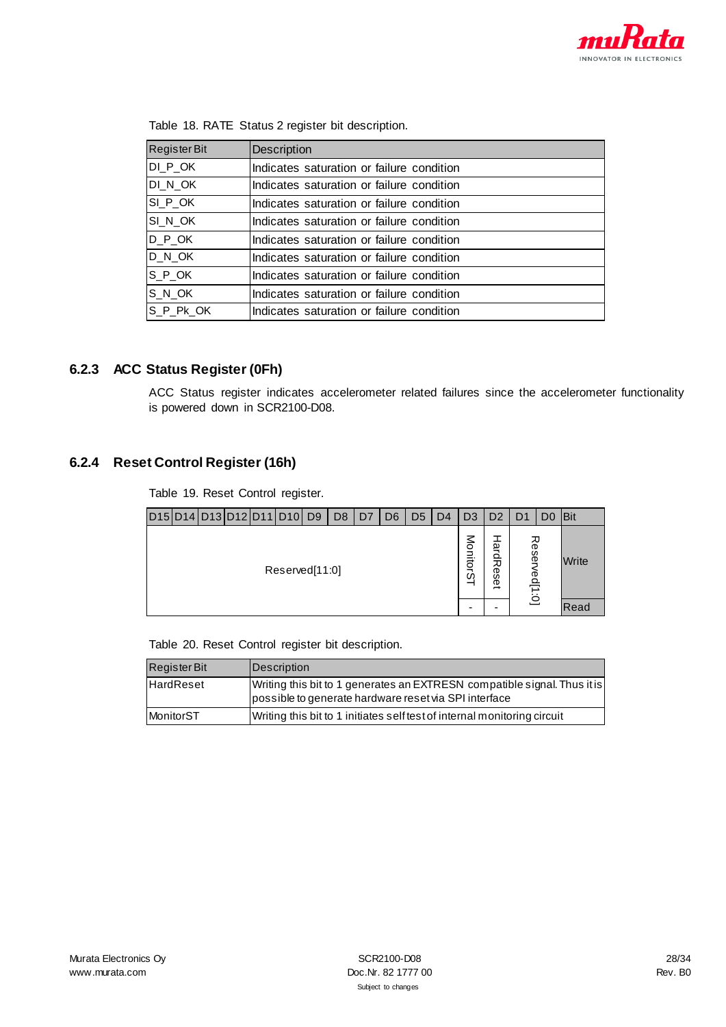Table 18. RATE Status 2 register bit description.

| Register Bit | Description |
|---|---|
| DI_P_OK | Indicates saturation or failure condition |
| DI_N_OK | Indicates saturation or failure condition |
| SI_P_OK | Indicates saturation or failure condition |
| SI_N_OK | Indicates saturation or failure condition |
| D_P_OK | Indicates saturation or failure condition |
| D_N_OK | Indicates saturation or failure condition |
| S_P_OK | Indicates saturation or failure condition |
| S_N_OK | Indicates saturation or failure condition |
| S_P_Pk_OK | Indicates saturation or failure condition |

### 6.2.3 ACC Status Register (0Fh)

ACC Status register indicates accelerometer related failures since the accelerometer functionality is powered down in SCR2100-D08.

### 6.2.4 Reset Control Register (16h)

Table 19. Reset Control register.

| D15 | D14 | D13 | D12 | D11 | D10 | D9 | D8 | D7 | D6 | D5 | D4 | D3 | D2 | D1 | D0 | Bit |
|---|---|---|---|---|---|---|---|---|---|---|---|---|---|---|---|---|
| Reserved[11:0] | | | | | | | | | | | | MonitorST | HardReset | Reserved[1:0] | | Write |
| | | | | | | | | | | | | - | - | | | Read |

Table 20. Reset Control register bit description.

| Register Bit | Description |
|---|---|
| HardReset | Writing this bit to 1 generates an EXTRESN compatible signal. Thus it is possible to generate hardware reset via SPI interface |
| MonitorST | Writing this bit to 1 initiates self test of internal monitoring circuit |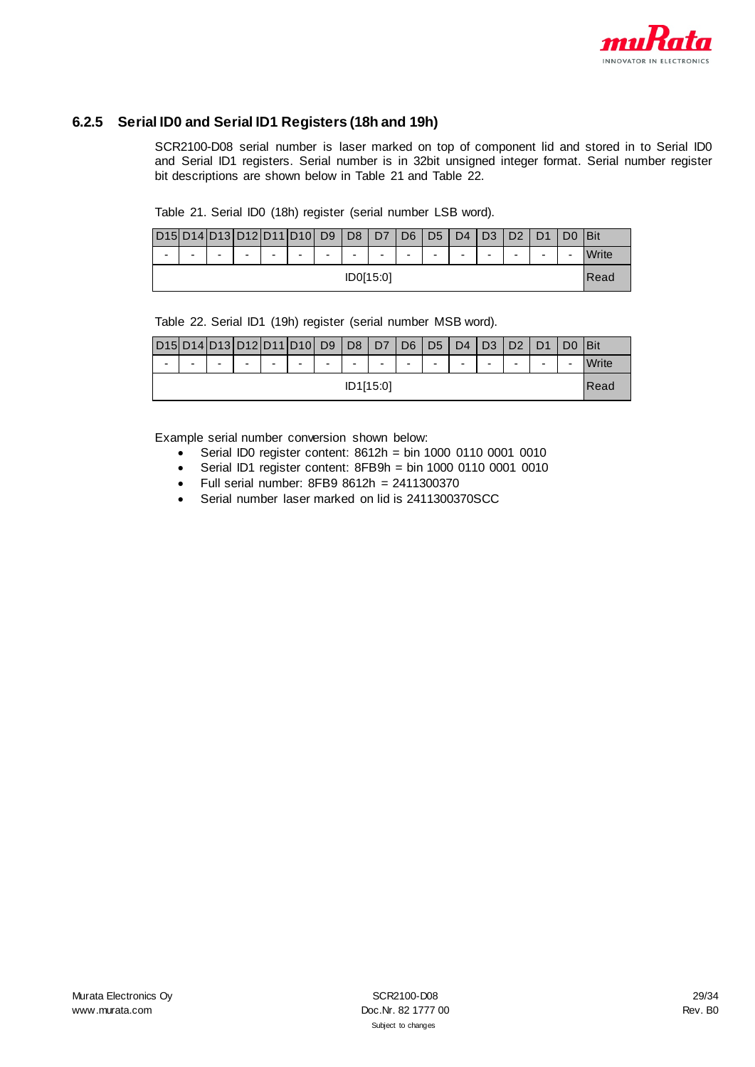### 6.2.5 Serial ID0 and Serial ID1 Registers (18h and 19h)

SCR2100-D08 serial number is laser marked on top of component lid and stored in to Serial ID0 and Serial ID1 registers. Serial number is in 32bit unsigned integer format. Serial number register bit descriptions are shown below in Table 21 and Table 22.

Table 21. Serial ID0 (18h) register (serial number LSB word).

| D15 | D14 | D13 | D12 | D11 | D10 | D9 | D8 | D7 | D6 | D5 | D4 | D3 | D2 | D1 | D0 | Bit |
|---|---|---|---|---|---|---|---|---|---|---|---|---|---|---|---|---|
| - | - | - | - | - | - | - | - | - | - | - | - | - | - | - | - | Write |
| ID0[15:0] | | | | | | | | | | | | | | | | Read |

Table 22. Serial ID1 (19h) register (serial number MSB word).

| D15 | D14 | D13 | D12 | D11 | D10 | D9 | D8 | D7 | D6 | D5 | D4 | D3 | D2 | D1 | D0 | Bit |
|---|---|---|---|---|---|---|---|---|---|---|---|---|---|---|---|---|
| - | - | - | - | - | - | - | - | - | - | - | - | - | - | - | - | Write |
| ID1[15:0] | | | | | | | | | | | | | | | | Read |

Example serial number conversion shown below:

- Serial ID0 register content: 8612h = bin 1000 0110 0001 0010
- Serial ID1 register content: 8FB9h = bin 1000 0110 0001 0010
- Full serial number: 8FB9 8612h = 2411300370
- Serial number laser marked on lid is 2411300370SCC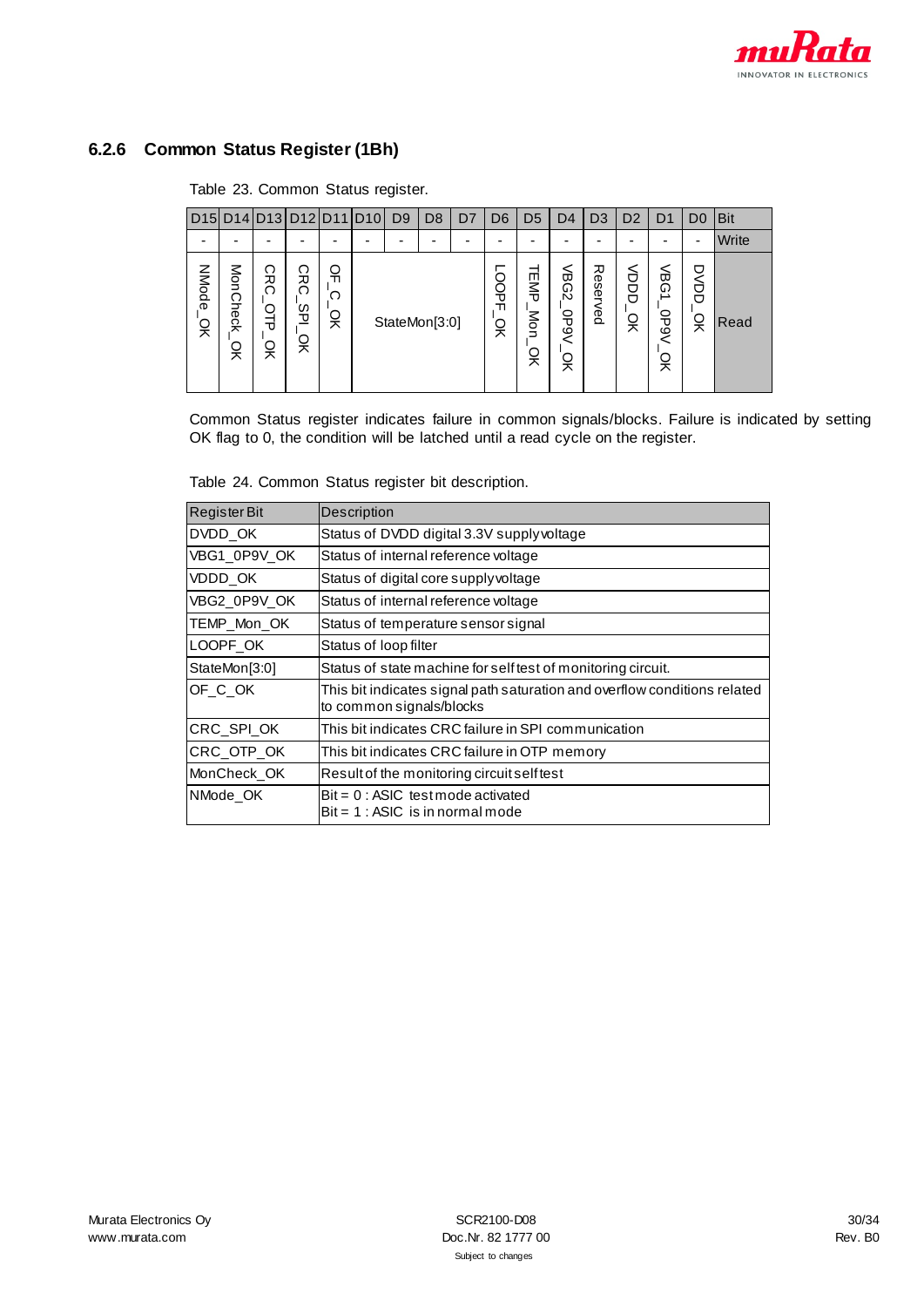### 6.2.6 Common Status Register (1Bh)

Table 23. Common Status register.

| D15 | D14 | D13 | D12 | D11 | D10 | D9 | D8 | D7 | D6 | D5 | D4 | D3 | D2 | D1 | D0 | Bit |
|---|---|---|---|---|---|---|---|---|---|---|---|---|---|---|---|---|
| - | - | - | - | - | - | - | - | - | - | - | - | - | - | - | - | Write |
| NMode_OK | MonCheck_OK | CRC_OTP_OK | CRC_SPI_OK | OF_C_OK | StateMon[3:0] | | | | LOOPF_OK | TEMP_Mon_OK | VBG2_0P9V_OK | Reserved | VDDD_OK | VBG1_0P9V_OK | DVDD_OK | Read |

Common Status register indicates failure in common signals/blocks. Failure is indicated by setting OK flag to 0, the condition will be latched until a read cycle on the register.

Table 24. Common Status register bit description.

| Register Bit | Description |
|---|---|
| DVDD_OK | Status of DVDD digital 3.3V supply voltage |
| VBG1_0P9V_OK | Status of internal reference voltage |
| VDDD_OK | Status of digital core supply voltage |
| VBG2_0P9V_OK | Status of internal reference voltage |
| TEMP_Mon_OK | Status of temperature sensor signal |
| LOOPF_OK | Status of loop filter |
| StateMon[3:0] | Status of state machine for self test of monitoring circuit. |
| OF_C_OK | This bit indicates signal path saturation and overflow conditions related to common signals/blocks |
| CRC_SPI_OK | This bit indicates CRC failure in SPI communication |
| CRC_OTP_OK | This bit indicates CRC failure in OTP memory |
| MonCheck_OK | Result of the monitoring circuit self test |
| NMode_OK | Bit = 0 : ASIC test mode activated<br>Bit = 1 : ASIC is in normal mode |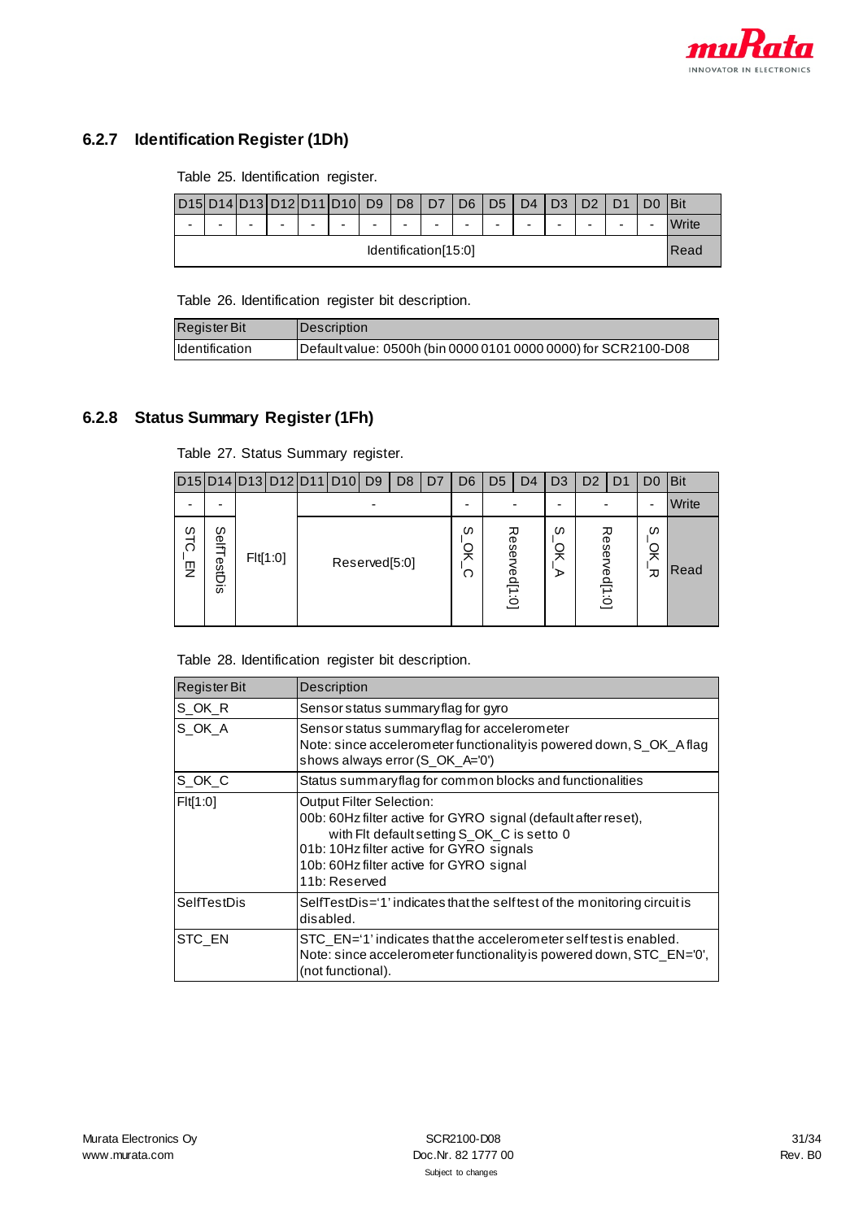### 6.2.7 Identification Register (1Dh)

Table 25. Identification register.

| D15 | D14 | D13 | D12 | D11 | D10 | D9 | D8 | D7 | D6 | D5 | D4 | D3 | D2 | D1 | D0 | Bit |
|---|---|---|---|---|---|---|---|---|---|---|---|---|---|---|---|---|
| - | - | - | - | - | - | - | - | - | - | - | - | - | - | - | - | Write |
| Identification[15:0] | | | | | | | | | | | | | | | | Read |

Table 26. Identification register bit description.

| Register Bit | Description |
|---|---|
| Identification | Default value: 0500h (bin 0000 0101 0000 0000) for SCR2100-D08 |

### 6.2.8 Status Summary Register (1Fh)

Table 27. Status Summary register.

| D15 | D14 | D13 | D12 | D11 | D10 | D9 | D8 | D7 | D6 | D5 | D4 | D3 | D2 | D1 | D0 | Bit |
|---|---|---|---|---|---|---|---|---|---|---|---|---|---|---|---|---|
| - | - | | | - | | | | | - | - | | - | - | | - | Write |
| STC_EN | SelfTestDis | Flt[1:0] | | Reserved[5:0] | | | | | S_OK_C | Reserved[1:0] | | S_OK_A | Reserved[1:0] | | S_OK_R | Read |

Table 28. Identification register bit description.

| Register Bit | Description |
|---|---|
| S_OK_R | Sensor status summary flag for gyro |
| S_OK_A | Sensor status summary flag for accelerometer<br>Note: since accelerometer functionality is powered down, S_OK_A flag shows always error (S_OK_A='0') |
| S_OK_C | Status summary flag for common blocks and functionalities |
| Flt[1:0] | Output Filter Selection:<br>00b: 60Hz filter active for GYRO signal (default after reset),<br>with Flt default setting S_OK_C is set to 0<br>01b: 10Hz filter active for GYRO signals<br>10b: 60Hz filter active for GYRO signal<br>11b: Reserved |
| SelfTestDis | SelfTestDis='1' indicates that the self test of the monitoring circuit is disabled. |
| STC_EN | STC_EN='1' indicates that the accelerometer self test is enabled.<br>Note: since accelerometer functionality is powered down, STC_EN='0', (not functional). |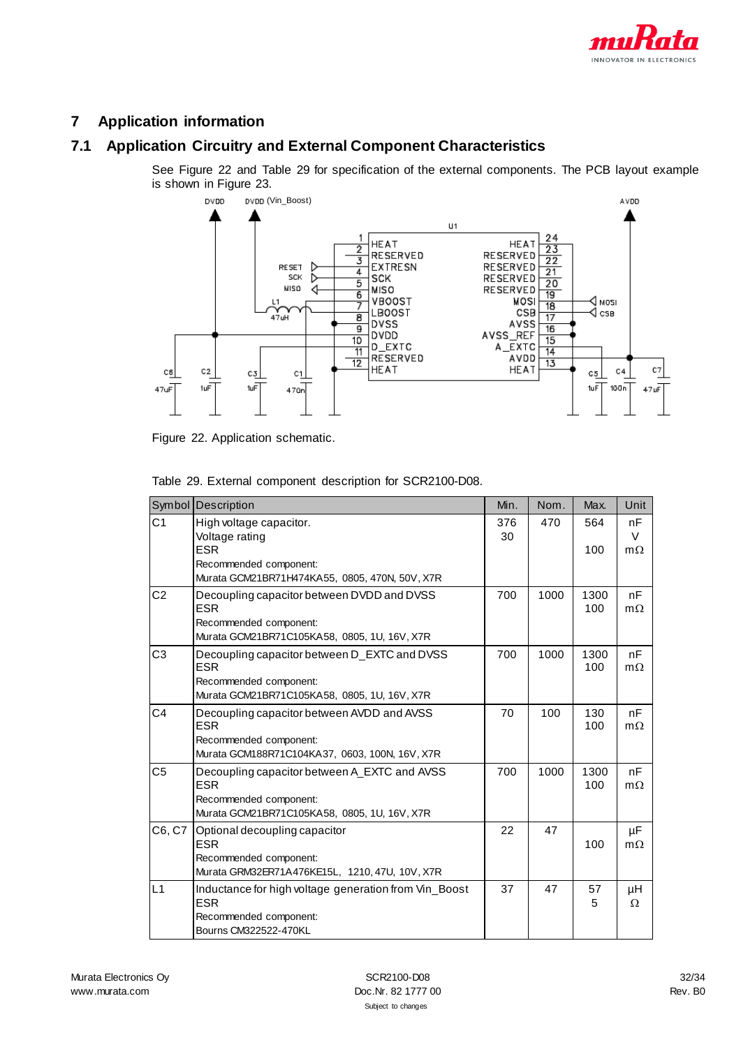## 7 Application information

### 7.1 Application Circuitry and External Component Characteristics

See Figure 22 and Table 29 for specification of the external components. The PCB layout example is shown in Figure 23.

Figure 22. Application schematic.

Table 29. External component description for SCR2100-D08.

| Symbol | Description | Min. | Nom. | Max. | Unit |
|---|---|---|---|---|---|
| C1 | High voltage capacitor.<br>Voltage rating<br>ESR<br>Recommended component:<br>Murata GCM21BR71H474KA55, 0805, 470N, 50V, X7R | 376<br>30 | 470 | 564<br><br>100 | nF<br>V<br>mΩ |
| C2 | Decoupling capacitor between DVDD and DVSS<br>ESR<br>Recommended component:<br>Murata GCM21BR71C105KA58, 0805, 1U, 16V, X7R | 700 | 1000 | 1300<br>100 | nF<br>mΩ |
| C3 | Decoupling capacitor between D_EXTC and DVSS<br>ESR<br>Recommended component:<br>Murata GCM21BR71C105KA58, 0805, 1U, 16V, X7R | 700 | 1000 | 1300<br>100 | nF<br>mΩ |
| C4 | Decoupling capacitor between AVDD and AVSS<br>ESR<br>Recommended component:<br>Murata GCM188R71C104KA37, 0603, 100N, 16V, X7R | 70 | 100 | 130<br>100 | nF<br>mΩ |
| C5 | Decoupling capacitor between A_EXTC and AVSS<br>ESR<br>Recommended component:<br>Murata GCM21BR71C105KA58, 0805, 1U, 16V, X7R | 700 | 1000 | 1300<br>100 | nF<br>mΩ |
| C6, C7 | Optional decoupling capacitor<br>ESR<br>Recommended component:<br>Murata GRM32ER71A476KE15L, 1210, 47U, 10V, X7R | 22 | 47 | <br>100 | µF<br>mΩ |
| L1 | Inductance for high voltage generation from Vin_Boost<br>ESR<br>Recommended component:<br>Bourns CM322522-470KL | 37 | 47 | 57<br>5 | µH<br>Ω |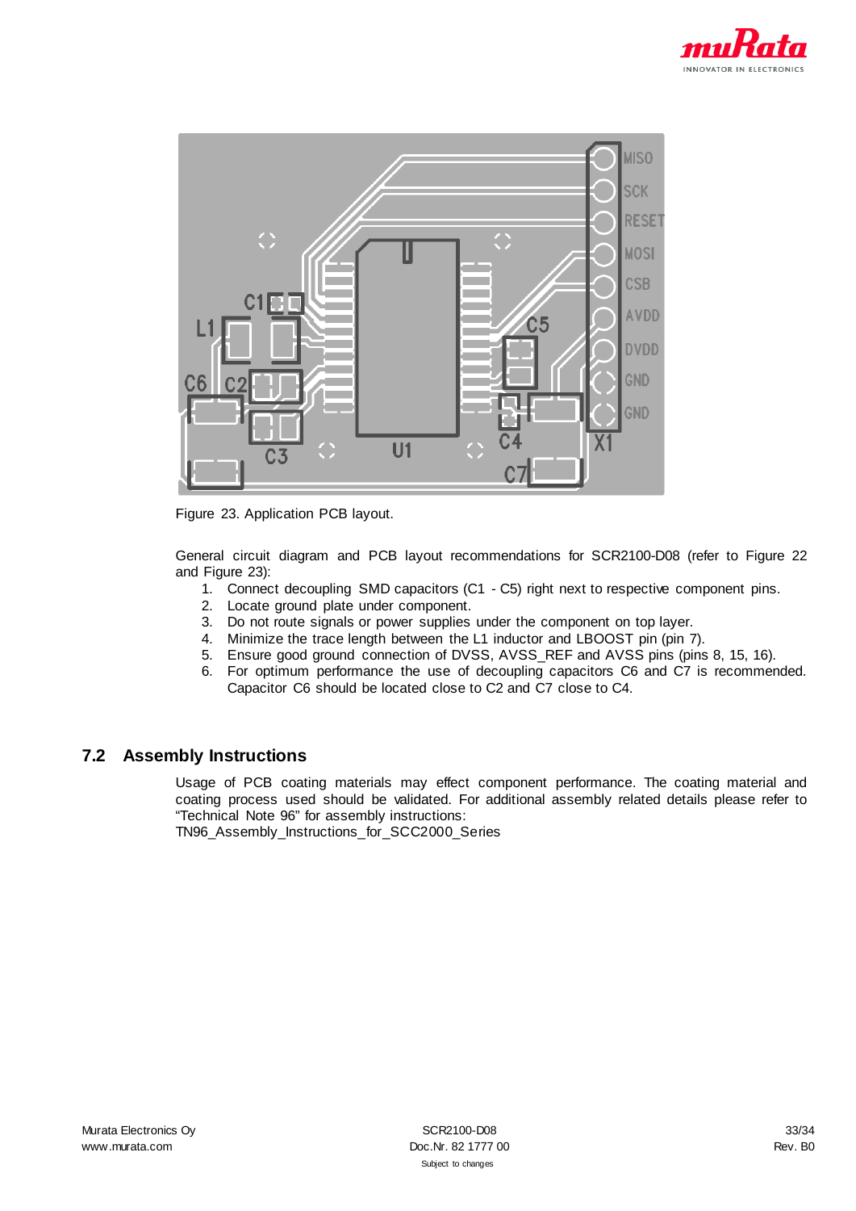Figure 23. Application PCB layout.

General circuit diagram and PCB layout recommendations for SCR2100-D08 (refer to Figure 22 and Figure 23):

1. Connect decoupling SMD capacitors (C1 - C5) right next to respective component pins.
2. Locate ground plate under component.
3. Do not route signals or power supplies under the component on top layer.
4. Minimize the trace length between the L1 inductor and LBOOST pin (pin 7).
5. Ensure good ground connection of DVSS, AVSS_REF and AVSS pins (pins 8, 15, 16).
6. For optimum performance the use of decoupling capacitors C6 and C7 is recommended. Capacitor C6 should be located close to C2 and C7 close to C4.

## 7.2 Assembly Instructions

Usage of PCB coating materials may effect component performance. The coating material and coating process used should be validated. For additional assembly related details please refer to "Technical Note 96" for assembly instructions:
TN96_Assembly_Instructions_for_SCC2000_Series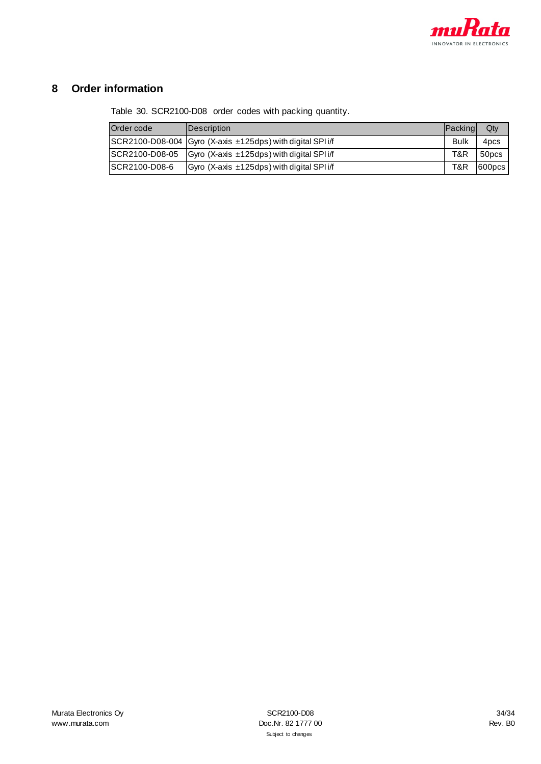## 8 Order information

Table 30. SCR2100-D08 order codes with packing quantity.

| Order code | Description | Packing | Qty |
|---|---|---|---|
| SCR2100-D08-004 | Gyro (X-axis ±125dps) with digital SPI i/f | Bulk | 4pcs |
| SCR2100-D08-05 | Gyro (X-axis ±125dps) with digital SPI i/f | T&R | 50pcs |
| SCR2100-D08-6 | Gyro (X-axis ±125dps) with digital SPI i/f | T&R | 600pcs |